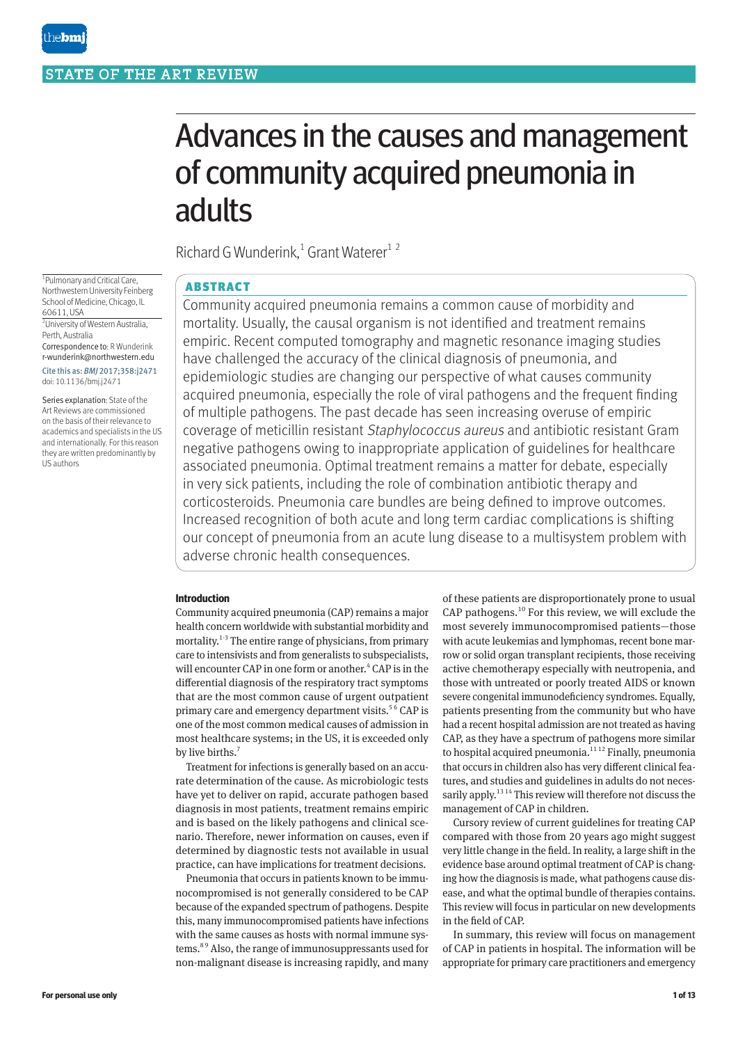STATE OF THE ART REVIEW

# Advances in the causes and management of community acquired pneumonia in adults

Richard G Wunderink,[1] Grant Waterer[1 2]

[1]Pulmonary and Critical Care, Northwestern University Feinberg School of Medicine, Chicago, IL 60611, USA

[2]University of Western Australia, Perth, Australia

Correspondence to: R Wunderink r-wunderink@northwestern.edu

Cite this as: *BMJ* 2017;358:j2471
doi: 10.1136/bmj.j2471

Series explanation: State of the Art Reviews are commissioned on the basis of their relevance to academics and specialists in the US and internationally. For this reason they are written predominantly by US authors

## ABSTRACT

Community acquired pneumonia remains a common cause of morbidity and mortality. Usually, the causal organism is not identified and treatment remains empiric. Recent computed tomography and magnetic resonance imaging studies have challenged the accuracy of the clinical diagnosis of pneumonia, and epidemiologic studies are changing our perspective of what causes community acquired pneumonia, especially the role of viral pathogens and the frequent finding of multiple pathogens. The past decade has seen increasing overuse of empiric coverage of meticillin resistant *Staphylococcus aureus* and antibiotic resistant Gram negative pathogens owing to inappropriate application of guidelines for healthcare associated pneumonia. Optimal treatment remains a matter for debate, especially in very sick patients, including the role of combination antibiotic therapy and corticosteroids. Pneumonia care bundles are being defined to improve outcomes. Increased recognition of both acute and long term cardiac complications is shifting our concept of pneumonia from an acute lung disease to a multisystem problem with adverse chronic health consequences.

### Introduction

Community acquired pneumonia (CAP) remains a major health concern worldwide with substantial morbidity and mortality.[1-3] The entire range of physicians, from primary care to intensivists and from generalists to subspecialists, will encounter CAP in one form or another.[4] CAP is in the differential diagnosis of the respiratory tract symptoms that are the most common cause of urgent outpatient primary care and emergency department visits.[5 6] CAP is one of the most common medical causes of admission in most healthcare systems; in the US, it is exceeded only by live births.[7]

Treatment for infections is generally based on an accurate determination of the cause. As microbiologic tests have yet to deliver on rapid, accurate pathogen based diagnosis in most patients, treatment remains empiric and is based on the likely pathogens and clinical scenario. Therefore, newer information on causes, even if determined by diagnostic tests not available in usual practice, can have implications for treatment decisions.

Pneumonia that occurs in patients known to be immunocompromised is not generally considered to be CAP because of the expanded spectrum of pathogens. Despite this, many immunocompromised patients have infections with the same causes as hosts with normal immune systems.[8 9] Also, the range of immunosuppressants used for non-malignant disease is increasing rapidly, and many of these patients are disproportionately prone to usual CAP pathogens.[10] For this review, we will exclude the most severely immunocompromised patients—those with acute leukemias and lymphomas, recent bone marrow or solid organ transplant recipients, those receiving active chemotherapy especially with neutropenia, and those with untreated or poorly treated AIDS or known severe congenital immunodeficiency syndromes. Equally, patients presenting from the community but who have had a recent hospital admission are not treated as having CAP, as they have a spectrum of pathogens more similar to hospital acquired pneumonia.[11 12] Finally, pneumonia that occurs in children also has very different clinical features, and studies and guidelines in adults do not necessarily apply.[13 14] This review will therefore not discuss the management of CAP in children.

Cursory review of current guidelines for treating CAP compared with those from 20 years ago might suggest very little change in the field. In reality, a large shift in the evidence base around optimal treatment of CAP is changing how the diagnosis is made, what pathogens cause disease, and what the optimal bundle of therapies contains. This review will focus in particular on new developments in the field of CAP.

In summary, this review will focus on management of CAP in patients in hospital. The information will be appropriate for primary care practitioners and emergency

For personal use only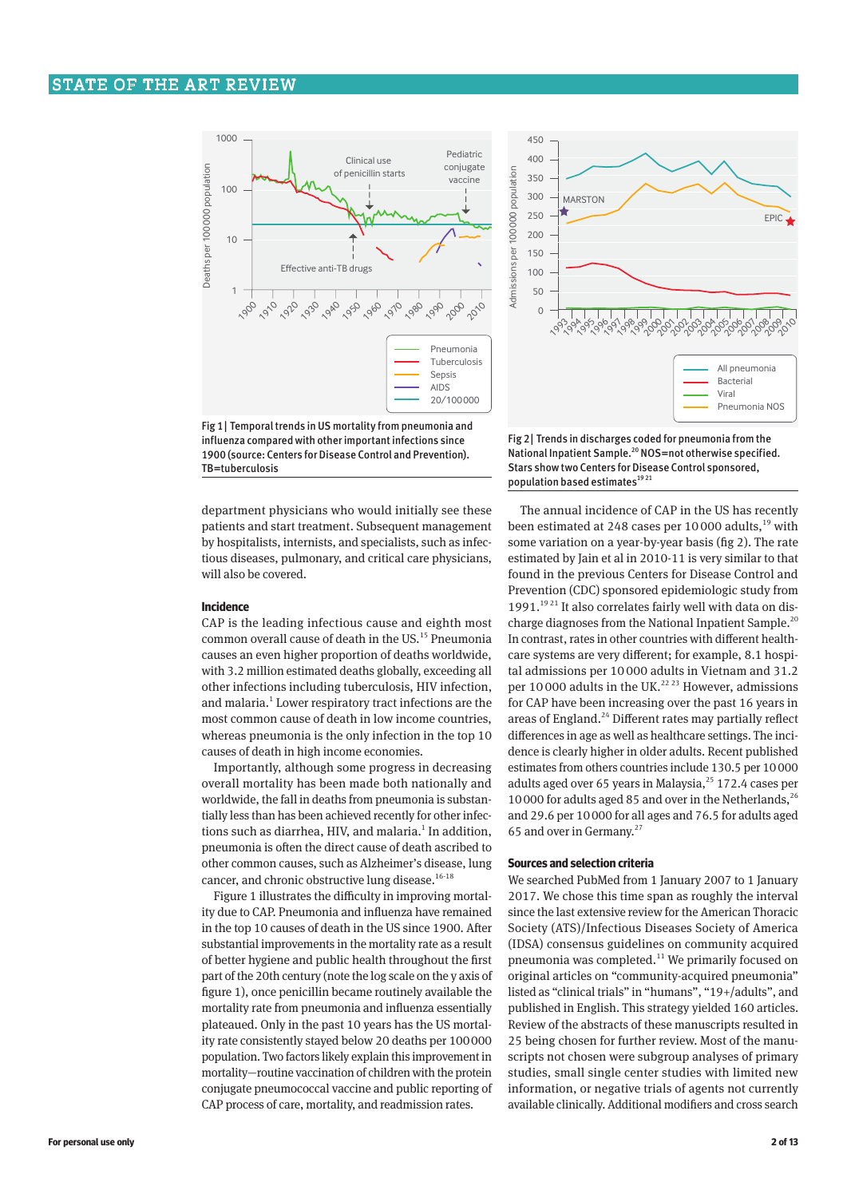Fig 1 | Temporal trends in US mortality from pneumonia and influenza compared with other important infections since 1900 (source: Centers for Disease Control and Prevention). TB=tuberculosis

Fig 2 | Trends in discharges coded for pneumonia from the National Inpatient Sample.[20] NOS=not otherwise specified. Stars show two Centers for Disease Control sponsored, population based estimates[19 21]

department physicians who would initially see these patients and start treatment. Subsequent management by hospitalists, internists, and specialists, such as infectious diseases, pulmonary, and critical care physicians, will also be covered.

## Incidence

CAP is the leading infectious cause and eighth most common overall cause of death in the US.[15] Pneumonia causes an even higher proportion of deaths worldwide, with 3.2 million estimated deaths globally, exceeding all other infections including tuberculosis, HIV infection, and malaria.[1] Lower respiratory tract infections are the most common cause of death in low income countries, whereas pneumonia is the only infection in the top 10 causes of death in high income economies.

Importantly, although some progress in decreasing overall mortality has been made both nationally and worldwide, the fall in deaths from pneumonia is substantially less than has been achieved recently for other infections such as diarrhea, HIV, and malaria.[1] In addition, pneumonia is often the direct cause of death ascribed to other common causes, such as Alzheimer's disease, lung cancer, and chronic obstructive lung disease.[16-18]

Figure 1 illustrates the difficulty in improving mortality due to CAP. Pneumonia and influenza have remained in the top 10 causes of death in the US since 1900. After substantial improvements in the mortality rate as a result of better hygiene and public health throughout the first part of the 20th century (note the log scale on the y axis of figure 1), once penicillin became routinely available the mortality rate from pneumonia and influenza essentially plateaued. Only in the past 10 years has the US mortality rate consistently stayed below 20 deaths per 100 000 population. Two factors likely explain this improvement in mortality—routine vaccination of children with the protein conjugate pneumococcal vaccine and public reporting of CAP process of care, mortality, and readmission rates.

The annual incidence of CAP in the US has recently been estimated at 248 cases per 10 000 adults,[19] with some variation on a year-by-year basis (fig 2). The rate estimated by Jain et al in 2010-11 is very similar to that found in the previous Centers for Disease Control and Prevention (CDC) sponsored epidemiologic study from 1991.[19 21] It also correlates fairly well with data on discharge diagnoses from the National Inpatient Sample.[20] In contrast, rates in other countries with different healthcare systems are very different; for example, 8.1 hospital admissions per 10 000 adults in Vietnam and 31.2 per 10 000 adults in the UK.[22 23] However, admissions for CAP have been increasing over the past 16 years in areas of England.[24] Different rates may partially reflect differences in age as well as healthcare settings. The incidence is clearly higher in older adults. Recent published estimates from others countries include 130.5 per 10 000 adults aged over 65 years in Malaysia,[25] 172.4 cases per 10 000 for adults aged 85 and over in the Netherlands,[26] and 29.6 per 10 000 for all ages and 76.5 for adults aged 65 and over in Germany.[27]

## Sources and selection criteria

We searched PubMed from 1 January 2007 to 1 January 2017. We chose this time span as roughly the interval since the last extensive review for the American Thoracic Society (ATS)/Infectious Diseases Society of America (IDSA) consensus guidelines on community acquired pneumonia was completed.[11] We primarily focused on original articles on "community-acquired pneumonia" listed as "clinical trials" in "humans", "19+/adults", and published in English. This strategy yielded 160 articles. Review of the abstracts of these manuscripts resulted in 25 being chosen for further review. Most of the manuscripts not chosen were subgroup analyses of primary studies, small single center studies with limited new information, or negative trials of agents not currently available clinically. Additional modifiers and cross search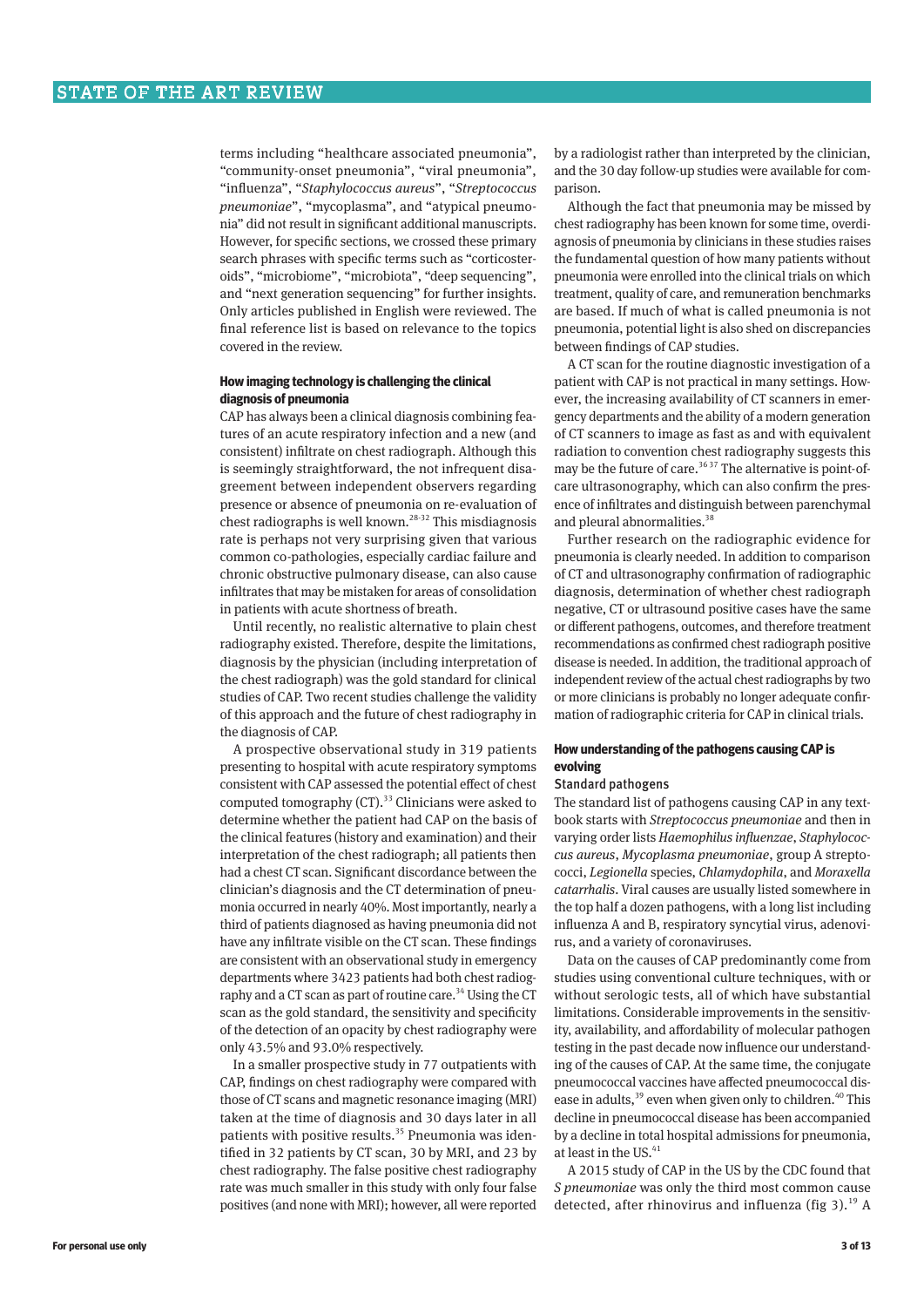terms including "healthcare associated pneumonia", "community-onset pneumonia", "viral pneumonia", "influenza", "*Staphylococcus aureus*", "*Streptococcus pneumoniae*", "mycoplasma", and "atypical pneumonia" did not result in significant additional manuscripts. However, for specific sections, we crossed these primary search phrases with specific terms such as "corticosteroids", "microbiome", "microbiota", "deep sequencing", and "next generation sequencing" for further insights. Only articles published in English were reviewed. The final reference list is based on relevance to the topics covered in the review.

### How imaging technology is challenging the clinical diagnosis of pneumonia

CAP has always been a clinical diagnosis combining features of an acute respiratory infection and a new (and consistent) infiltrate on chest radiograph. Although this is seemingly straightforward, the not infrequent disagreement between independent observers regarding presence or absence of pneumonia on re-evaluation of chest radiographs is well known.[28-32] This misdiagnosis rate is perhaps not very surprising given that various common co-pathologies, especially cardiac failure and chronic obstructive pulmonary disease, can also cause infiltrates that may be mistaken for areas of consolidation in patients with acute shortness of breath.

Until recently, no realistic alternative to plain chest radiography existed. Therefore, despite the limitations, diagnosis by the physician (including interpretation of the chest radiograph) was the gold standard for clinical studies of CAP. Two recent studies challenge the validity of this approach and the future of chest radiography in the diagnosis of CAP.

A prospective observational study in 319 patients presenting to hospital with acute respiratory symptoms consistent with CAP assessed the potential effect of chest computed tomography (CT).[33] Clinicians were asked to determine whether the patient had CAP on the basis of the clinical features (history and examination) and their interpretation of the chest radiograph; all patients then had a chest CT scan. Significant discordance between the clinician's diagnosis and the CT determination of pneumonia occurred in nearly 40%. Most importantly, nearly a third of patients diagnosed as having pneumonia did not have any infiltrate visible on the CT scan. These findings are consistent with an observational study in emergency departments where 3423 patients had both chest radiography and a CT scan as part of routine care.[34] Using the CT scan as the gold standard, the sensitivity and specificity of the detection of an opacity by chest radiography were only 43.5% and 93.0% respectively.

In a smaller prospective study in 77 outpatients with CAP, findings on chest radiography were compared with those of CT scans and magnetic resonance imaging (MRI) taken at the time of diagnosis and 30 days later in all patients with positive results.[35] Pneumonia was identified in 32 patients by CT scan, 30 by MRI, and 23 by chest radiography. The false positive chest radiography rate was much smaller in this study with only four false positives (and none with MRI); however, all were reported by a radiologist rather than interpreted by the clinician, and the 30 day follow-up studies were available for comparison.

Although the fact that pneumonia may be missed by chest radiography has been known for some time, overdiagnosis of pneumonia by clinicians in these studies raises the fundamental question of how many patients without pneumonia were enrolled into the clinical trials on which treatment, quality of care, and remuneration benchmarks are based. If much of what is called pneumonia is not pneumonia, potential light is also shed on discrepancies between findings of CAP studies.

A CT scan for the routine diagnostic investigation of a patient with CAP is not practical in many settings. However, the increasing availability of CT scanners in emergency departments and the ability of a modern generation of CT scanners to image as fast as and with equivalent radiation to convention chest radiography suggests this may be the future of care.[36 37] The alternative is point-of-care ultrasonography, which can also confirm the presence of infiltrates and distinguish between parenchymal and pleural abnormalities.[38]

Further research on the radiographic evidence for pneumonia is clearly needed. In addition to comparison of CT and ultrasonography confirmation of radiographic diagnosis, determination of whether chest radiograph negative, CT or ultrasound positive cases have the same or different pathogens, outcomes, and therefore treatment recommendations as confirmed chest radiograph positive disease is needed. In addition, the traditional approach of independent review of the actual chest radiographs by two or more clinicians is probably no longer adequate confirmation of radiographic criteria for CAP in clinical trials.

### How understanding of the pathogens causing CAP is evolving

#### Standard pathogens

The standard list of pathogens causing CAP in any textbook starts with *Streptococcus pneumoniae* and then in varying order lists *Haemophilus influenzae*, *Staphylococcus aureus*, *Mycoplasma pneumoniae*, group A streptococci, *Legionella* species, *Chlamydophila*, and *Moraxella catarrhalis*. Viral causes are usually listed somewhere in the top half a dozen pathogens, with a long list including influenza A and B, respiratory syncytial virus, adenovirus, and a variety of coronaviruses.

Data on the causes of CAP predominantly come from studies using conventional culture techniques, with or without serologic tests, all of which have substantial limitations. Considerable improvements in the sensitivity, availability, and affordability of molecular pathogen testing in the past decade now influence our understanding of the causes of CAP. At the same time, the conjugate pneumococcal vaccines have affected pneumococcal disease in adults,[39] even when given only to children.[40] This decline in pneumococcal disease has been accompanied by a decline in total hospital admissions for pneumonia, at least in the US.[41]

A 2015 study of CAP in the US by the CDC found that *S pneumoniae* was only the third most common cause detected, after rhinovirus and influenza (fig 3).[19] A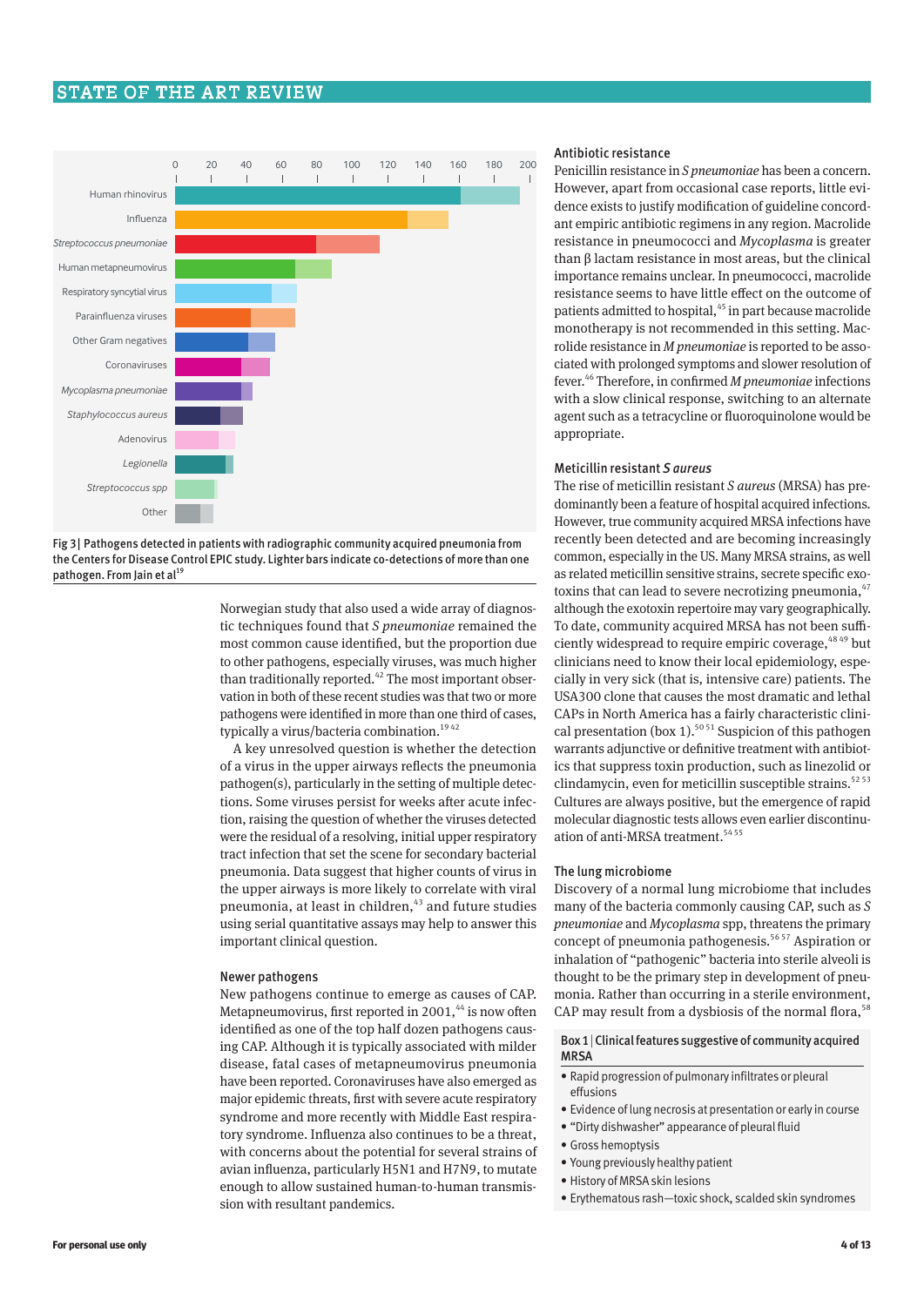Fig 3 | Pathogens detected in patients with radiographic community acquired pneumonia from the Centers for Disease Control EPIC study. Lighter bars indicate co-detections of more than one pathogen. From Jain et al[19]

Norwegian study that also used a wide array of diagnostic techniques found that *S pneumoniae* remained the most common cause identified, but the proportion due to other pathogens, especially viruses, was much higher than traditionally reported.[42] The most important observation in both of these recent studies was that two or more pathogens were identified in more than one third of cases, typically a virus/bacteria combination.[19,42]

A key unresolved question is whether the detection of a virus in the upper airways reflects the pneumonia pathogen(s), particularly in the setting of multiple detections. Some viruses persist for weeks after acute infection, raising the question of whether the viruses detected were the residual of a resolving, initial upper respiratory tract infection that set the scene for secondary bacterial pneumonia. Data suggest that higher counts of virus in the upper airways is more likely to correlate with viral pneumonia, at least in children,[43] and future studies using serial quantitative assays may help to answer this important clinical question.

### Newer pathogens

New pathogens continue to emerge as causes of CAP. Metapneumovirus, first reported in 2001,[44] is now often identified as one of the top half dozen pathogens causing CAP. Although it is typically associated with milder disease, fatal cases of metapneumovirus pneumonia have been reported. Coronaviruses have also emerged as major epidemic threats, first with severe acute respiratory syndrome and more recently with Middle East respiratory syndrome. Influenza also continues to be a threat, with concerns about the potential for several strains of avian influenza, particularly H5N1 and H7N9, to mutate enough to allow sustained human-to-human transmission with resultant pandemics.

### Antibiotic resistance

Penicillin resistance in *S pneumoniae* has been a concern. However, apart from occasional case reports, little evidence exists to justify modification of guideline concordant empiric antibiotic regimens in any region. Macrolide resistance in pneumococci and *Mycoplasma* is greater than β lactam resistance in most areas, but the clinical importance remains unclear. In pneumococci, macrolide resistance seems to have little effect on the outcome of patients admitted to hospital,[45] in part because macrolide monotherapy is not recommended in this setting. Macrolide resistance in *M pneumoniae* is reported to be associated with prolonged symptoms and slower resolution of fever.[46] Therefore, in confirmed *M pneumoniae* infections with a slow clinical response, switching to an alternate agent such as a tetracycline or fluoroquinolone would be appropriate.

### Meticillin resistant *S aureus*

The rise of meticillin resistant *S aureus* (MRSA) has predominantly been a feature of hospital acquired infections. However, true community acquired MRSA infections have recently been detected and are becoming increasingly common, especially in the US. Many MRSA strains, as well as related meticillin sensitive strains, secrete specific exotoxins that can lead to severe necrotizing pneumonia,[47] although the exotoxin repertoire may vary geographically. To date, community acquired MRSA has not been sufficiently widespread to require empiric coverage,[48,49] but clinicians need to know their local epidemiology, especially in very sick (that is, intensive care) patients. The USA300 clone that causes the most dramatic and lethal CAPs in North America has a fairly characteristic clinical presentation (box 1).[50,51] Suspicion of this pathogen warrants adjunctive or definitive treatment with antibiotics that suppress toxin production, such as linezolid or clindamycin, even for meticillin susceptible strains.[52,53] Cultures are always positive, but the emergence of rapid molecular diagnostic tests allows even earlier discontinuation of anti-MRSA treatment.[54,55]

### The lung microbiome

Discovery of a normal lung microbiome that includes many of the bacteria commonly causing CAP, such as *S pneumoniae* and *Mycoplasma* spp, threatens the primary concept of pneumonia pathogenesis.[56,57] Aspiration or inhalation of "pathogenic" bacteria into sterile alveoli is thought to be the primary step in development of pneumonia. Rather than occurring in a sterile environment, CAP may result from a dysbiosis of the normal flora,[58]

**Box 1 | Clinical features suggestive of community acquired MRSA**

- Rapid progression of pulmonary infiltrates or pleural effusions
- Evidence of lung necrosis at presentation or early in course
- "Dirty dishwasher" appearance of pleural fluid
- Gross hemoptysis
- Young previously healthy patient
- History of MRSA skin lesions
- Erythematous rash—toxic shock, scalded skin syndromes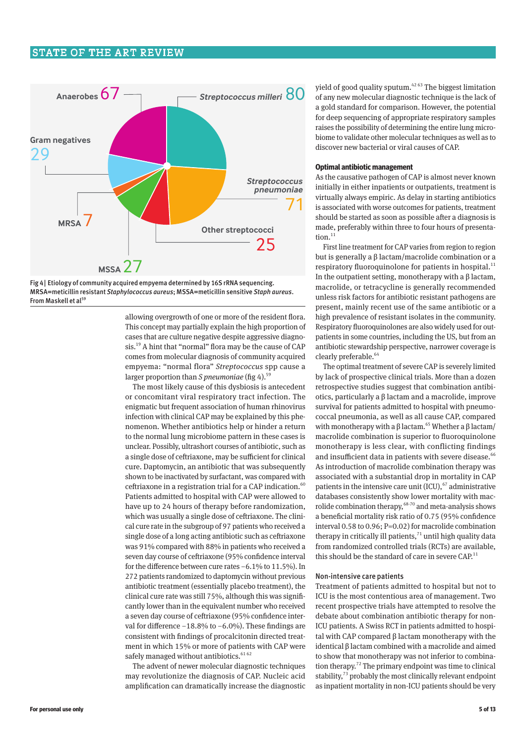Anaerobes 67

*Streptococcus milleri* 80

Gram negatives 29

*Streptococcus pneumoniae* 71

MRSA 7

Other streptococci 25

MSSA 27

Fig 4 | Etiology of community acquired empyema determined by 16S rRNA sequencing. MRSA=meticillin resistant *Staphylococcus aureus*; MSSA=meticillin sensitive *Staph aureus*. From Maskell et al[59]

allowing overgrowth of one or more of the resident flora. This concept may partially explain the high proportion of cases that are culture negative despite aggressive diagnosis.[19] A hint that "normal" flora may be the cause of CAP comes from molecular diagnosis of community acquired empyema: "normal flora" *Streptococcus* spp cause a larger proportion than *S pneumoniae* (fig 4).[59]

The most likely cause of this dysbiosis is antecedent or concomitant viral respiratory tract infection. The enigmatic but frequent association of human rhinovirus infection with clinical CAP may be explained by this phenomenon. Whether antibiotics help or hinder a return to the normal lung microbiome pattern in these cases is unclear. Possibly, ultrashort courses of antibiotic, such as a single dose of ceftriaxone, may be sufficient for clinical cure. Daptomycin, an antibiotic that was subsequently shown to be inactivated by surfactant, was compared with ceftriaxone in a registration trial for a CAP indication.[60] Patients admitted to hospital with CAP were allowed to have up to 24 hours of therapy before randomization, which was usually a single dose of ceftriaxone. The clinical cure rate in the subgroup of 97 patients who received a single dose of a long acting antibiotic such as ceftriaxone was 91% compared with 88% in patients who received a seven day course of ceftriaxone (95% confidence interval for the difference between cure rates −6.1% to 11.5%). In 272 patients randomized to daptomycin without previous antibiotic treatment (essentially placebo treatment), the clinical cure rate was still 75%, although this was significantly lower than in the equivalent number who received a seven day course of ceftriaxone (95% confidence interval for difference −18.8% to −6.0%). These findings are consistent with findings of procalcitonin directed treatment in which 15% or more of patients with CAP were safely managed without antibiotics.[61,62]

The advent of newer molecular diagnostic techniques may revolutionize the diagnosis of CAP. Nucleic acid amplification can dramatically increase the diagnostic yield of good quality sputum.[42,63] The biggest limitation of any new molecular diagnostic technique is the lack of a gold standard for comparison. However, the potential for deep sequencing of appropriate respiratory samples raises the possibility of determining the entire lung microbiome to validate other molecular techniques as well as to discover new bacterial or viral causes of CAP.

### Optimal antibiotic management

As the causative pathogen of CAP is almost never known initially in either inpatients or outpatients, treatment is virtually always empiric. As delay in starting antibiotics is associated with worse outcomes for patients, treatment should be started as soon as possible after a diagnosis is made, preferably within three to four hours of presentation.[11]

First line treatment for CAP varies from region to region but is generally a β lactam/macrolide combination or a respiratory fluoroquinolone for patients in hospital.[11] In the outpatient setting, monotherapy with a β lactam, macrolide, or tetracycline is generally recommended unless risk factors for antibiotic resistant pathogens are present, mainly recent use of the same antibiotic or a high prevalence of resistant isolates in the community. Respiratory fluoroquinolones are also widely used for outpatients in some countries, including the US, but from an antibiotic stewardship perspective, narrower coverage is clearly preferable.[64]

The optimal treatment of severe CAP is severely limited by lack of prospective clinical trials. More than a dozen retrospective studies suggest that combination antibiotics, particularly a β lactam and a macrolide, improve survival for patients admitted to hospital with pneumococcal pneumonia, as well as all cause CAP, compared with monotherapy with a β lactam.[65] Whether a β lactam/macrolide combination is superior to fluoroquinolone monotherapy is less clear, with conflicting findings and insufficient data in patients with severe disease.[66] As introduction of macrolide combination therapy was associated with a substantial drop in mortality in CAP patients in the intensive care unit (ICU),[67] administrative databases consistently show lower mortality with macrolide combination therapy,[68-70] and meta-analysis shows a beneficial mortality risk ratio of 0.75 (95% confidence interval 0.58 to 0.96; P=0.02) for macrolide combination therapy in critically ill patients,[71] until high quality data from randomized controlled trials (RCTs) are available, this should be the standard of care in severe CAP.[11]

#### Non-intensive care patients

Treatment of patients admitted to hospital but not to ICU is the most contentious area of management. Two recent prospective trials have attempted to resolve the debate about combination antibiotic therapy for non-ICU patients. A Swiss RCT in patients admitted to hospital with CAP compared β lactam monotherapy with the identical β lactam combined with a macrolide and aimed to show that monotherapy was not inferior to combination therapy.[72] The primary endpoint was time to clinical stability,[73] probably the most clinically relevant endpoint as inpatient mortality in non-ICU patients should be very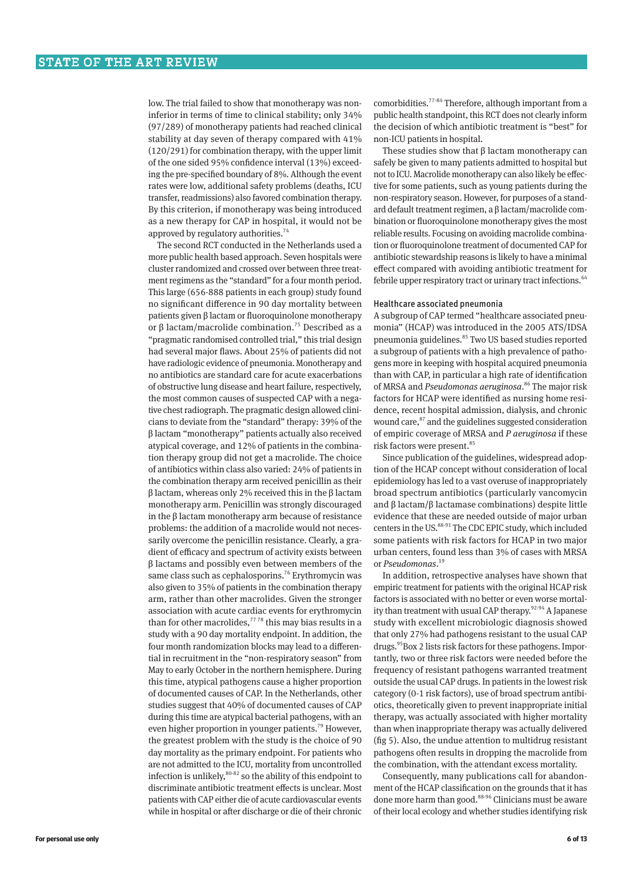low. The trial failed to show that monotherapy was non-inferior in terms of time to clinical stability; only 34% (97/289) of monotherapy patients had reached clinical stability at day seven of therapy compared with 41% (120/291) for combination therapy, with the upper limit of the one sided 95% confidence interval (13%) exceeding the pre-specified boundary of 8%. Although the event rates were low, additional safety problems (deaths, ICU transfer, readmissions) also favored combination therapy. By this criterion, if monotherapy was being introduced as a new therapy for CAP in hospital, it would not be approved by regulatory authorities.[74]

The second RCT conducted in the Netherlands used a more public health based approach. Seven hospitals were cluster randomized and crossed over between three treatment regimens as the "standard" for a four month period. This large (656-888 patients in each group) study found no significant difference in 90 day mortality between patients given β lactam or fluoroquinolone monotherapy or β lactam/macrolide combination.[75] Described as a "pragmatic randomised controlled trial," this trial design had several major flaws. About 25% of patients did not have radiologic evidence of pneumonia. Monotherapy and no antibiotics are standard care for acute exacerbations of obstructive lung disease and heart failure, respectively, the most common causes of suspected CAP with a negative chest radiograph. The pragmatic design allowed clinicians to deviate from the "standard" therapy: 39% of the β lactam "monotherapy" patients actually also received atypical coverage, and 12% of patients in the combination therapy group did not get a macrolide. The choice of antibiotics within class also varied: 24% of patients in the combination therapy arm received penicillin as their β lactam, whereas only 2% received this in the β lactam monotherapy arm. Penicillin was strongly discouraged in the β lactam monotherapy arm because of resistance problems: the addition of a macrolide would not necessarily overcome the penicillin resistance. Clearly, a gradient of efficacy and spectrum of activity exists between β lactams and possibly even between members of the same class such as cephalosporins.[76] Erythromycin was also given to 35% of patients in the combination therapy arm, rather than other macrolides. Given the stronger association with acute cardiac events for erythromycin than for other macrolides,[77,78] this may bias results in a study with a 90 day mortality endpoint. In addition, the four month randomization blocks may lead to a differential in recruitment in the "non-respiratory season" from May to early October in the northern hemisphere. During this time, atypical pathogens cause a higher proportion of documented causes of CAP. In the Netherlands, other studies suggest that 40% of documented causes of CAP during this time are atypical bacterial pathogens, with an even higher proportion in younger patients.[79] However, the greatest problem with the study is the choice of 90 day mortality as the primary endpoint. For patients who are not admitted to the ICU, mortality from uncontrolled infection is unlikely,[80-82] so the ability of this endpoint to discriminate antibiotic treatment effects is unclear. Most patients with CAP either die of acute cardiovascular events while in hospital or after discharge or die of their chronic comorbidities.[77-84] Therefore, although important from a public health standpoint, this RCT does not clearly inform the decision of which antibiotic treatment is "best" for non-ICU patients in hospital.

These studies show that β lactam monotherapy can safely be given to many patients admitted to hospital but not to ICU. Macrolide monotherapy can also likely be effective for some patients, such as young patients during the non-respiratory season. However, for purposes of a standard default treatment regimen, a β lactam/macrolide combination or fluoroquinolone monotherapy gives the most reliable results. Focusing on avoiding macrolide combination or fluoroquinolone treatment of documented CAP for antibiotic stewardship reasons is likely to have a minimal effect compared with avoiding antibiotic treatment for febrile upper respiratory tract or urinary tract infections.[64]

### Healthcare associated pneumonia

A subgroup of CAP termed "healthcare associated pneumonia" (HCAP) was introduced in the 2005 ATS/IDSA pneumonia guidelines.[85] Two US based studies reported a subgroup of patients with a high prevalence of pathogens more in keeping with hospital acquired pneumonia than with CAP, in particular a high rate of identification of MRSA and *Pseudomonas aeruginosa*.[86] The major risk factors for HCAP were identified as nursing home residence, recent hospital admission, dialysis, and chronic wound care,[87] and the guidelines suggested consideration of empiric coverage of MRSA and *P aeruginosa* if these risk factors were present.[85]

Since publication of the guidelines, widespread adoption of the HCAP concept without consideration of local epidemiology has led to a vast overuse of inappropriately broad spectrum antibiotics (particularly vancomycin and β lactam/β lactamase combinations) despite little evidence that these are needed outside of major urban centers in the US.[88-91] The CDC EPIC study, which included some patients with risk factors for HCAP in two major urban centers, found less than 3% of cases with MRSA or *Pseudomonas*.[19]

In addition, retrospective analyses have shown that empiric treatment for patients with the original HCAP risk factors is associated with no better or even worse mortality than treatment with usual CAP therapy.[92-94] A Japanese study with excellent microbiologic diagnosis showed that only 27% had pathogens resistant to the usual CAP drugs.[95] Box 2 lists risk factors for these pathogens. Importantly, two or three risk factors were needed before the frequency of resistant pathogens warranted treatment outside the usual CAP drugs. In patients in the lowest risk category (0-1 risk factors), use of broad spectrum antibiotics, theoretically given to prevent inappropriate initial therapy, was actually associated with higher mortality than when inappropriate therapy was actually delivered (fig 5). Also, the undue attention to multidrug resistant pathogens often results in dropping the macrolide from the combination, with the attendant excess mortality.

Consequently, many publications call for abandonment of the HCAP classification on the grounds that it has done more harm than good.[88-96] Clinicians must be aware of their local ecology and whether studies identifying risk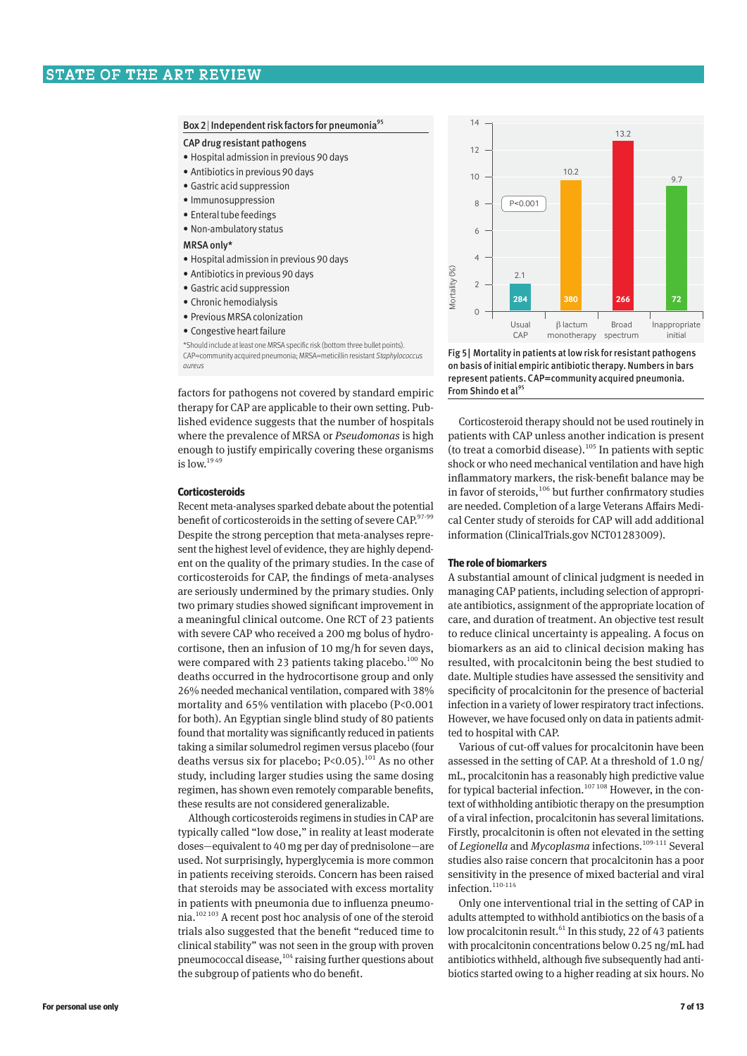Box 2 | Independent risk factors for pneumonia[95]

CAP drug resistant pathogens

- Hospital admission in previous 90 days
- Antibiotics in previous 90 days
- Gastric acid suppression
- Immunosuppression
- Enteral tube feedings
- Non-ambulatory status

MRSA only*

- Hospital admission in previous 90 days
- Antibiotics in previous 90 days
- Gastric acid suppression
- Chronic hemodialysis
- Previous MRSA colonization
- Congestive heart failure

*Should include at least one MRSA specific risk (bottom three bullet points).
CAP=community acquired pneumonia; MRSA=meticillin resistant *Staphylococcus aureus*

factors for pathogens not covered by standard empiric therapy for CAP are applicable to their own setting. Published evidence suggests that the number of hospitals where the prevalence of MRSA or *Pseudomonas* is high enough to justify empirically covering these organisms is low.[19 49]

#### Corticosteroids

Recent meta-analyses sparked debate about the potential benefit of corticosteroids in the setting of severe CAP.[97-99] Despite the strong perception that meta-analyses represent the highest level of evidence, they are highly dependent on the quality of the primary studies. In the case of corticosteroids for CAP, the findings of meta-analyses are seriously undermined by the primary studies. Only two primary studies showed significant improvement in a meaningful clinical outcome. One RCT of 23 patients with severe CAP who received a 200 mg bolus of hydrocortisone, then an infusion of 10 mg/h for seven days, were compared with 23 patients taking placebo.[100] No deaths occurred in the hydrocortisone group and only 26% needed mechanical ventilation, compared with 38% mortality and 65% ventilation with placebo ($P<0.001$ for both). An Egyptian single blind study of 80 patients found that mortality was significantly reduced in patients taking a similar solumedrol regimen versus placebo (four deaths versus six for placebo; $P<0.05$).[101] As no other study, including larger studies using the same dosing regimen, has shown even remotely comparable benefits, these results are not considered generalizable.

Although corticosteroids regimens in studies in CAP are typically called "low dose," in reality at least moderate doses—equivalent to 40 mg per day of prednisolone—are used. Not surprisingly, hyperglycemia is more common in patients receiving steroids. Concern has been raised that steroids may be associated with excess mortality in patients with pneumonia due to influenza pneumonia.[102 103] A recent post hoc analysis of one of the steroid trials also suggested that the benefit "reduced time to clinical stability" was not seen in the group with proven pneumococcal disease,[104] raising further questions about the subgroup of patients who do benefit.

| | Usual CAP | β lactum monotherapy | Broad spectrum | Inappropriate initial |
|---|---|---|---|---|
| Mortality (%) | 2.1 | 10.2 | 13.2 | 9.7 |
| Number of patients | 284 | 380 | 266 | 72 |

P<0.001

Fig 5 | Mortality in patients at low risk for resistant pathogens on basis of initial empiric antibiotic therapy. Numbers in bars represent patients. CAP=community acquired pneumonia. From Shindo et al[95]

Corticosteroid therapy should not be used routinely in patients with CAP unless another indication is present (to treat a comorbid disease).[105] In patients with septic shock or who need mechanical ventilation and have high inflammatory markers, the risk-benefit balance may be in favor of steroids,[106] but further confirmatory studies are needed. Completion of a large Veterans Affairs Medical Center study of steroids for CAP will add additional information (ClinicalTrials.gov NCT01283009).

#### The role of biomarkers

A substantial amount of clinical judgment is needed in managing CAP patients, including selection of appropriate antibiotics, assignment of the appropriate location of care, and duration of treatment. An objective test result to reduce clinical uncertainty is appealing. A focus on biomarkers as an aid to clinical decision making has resulted, with procalcitonin being the best studied to date. Multiple studies have assessed the sensitivity and specificity of procalcitonin for the presence of bacterial infection in a variety of lower respiratory tract infections. However, we have focused only on data in patients admitted to hospital with CAP.

Various of cut-off values for procalcitonin have been assessed in the setting of CAP. At a threshold of 1.0 ng/mL, procalcitonin has a reasonably high predictive value for typical bacterial infection.[107 108] However, in the context of withholding antibiotic therapy on the presumption of a viral infection, procalcitonin has several limitations. Firstly, procalcitonin is often not elevated in the setting of *Legionella* and *Mycoplasma* infections.[109-111] Several studies also raise concern that procalcitonin has a poor sensitivity in the presence of mixed bacterial and viral infection.[110-114]

Only one interventional trial in the setting of CAP in adults attempted to withhold antibiotics on the basis of a low procalcitonin result.[61] In this study, 22 of 43 patients with procalcitonin concentrations below 0.25 ng/mL had antibiotics withheld, although five subsequently had antibiotics started owing to a higher reading at six hours. No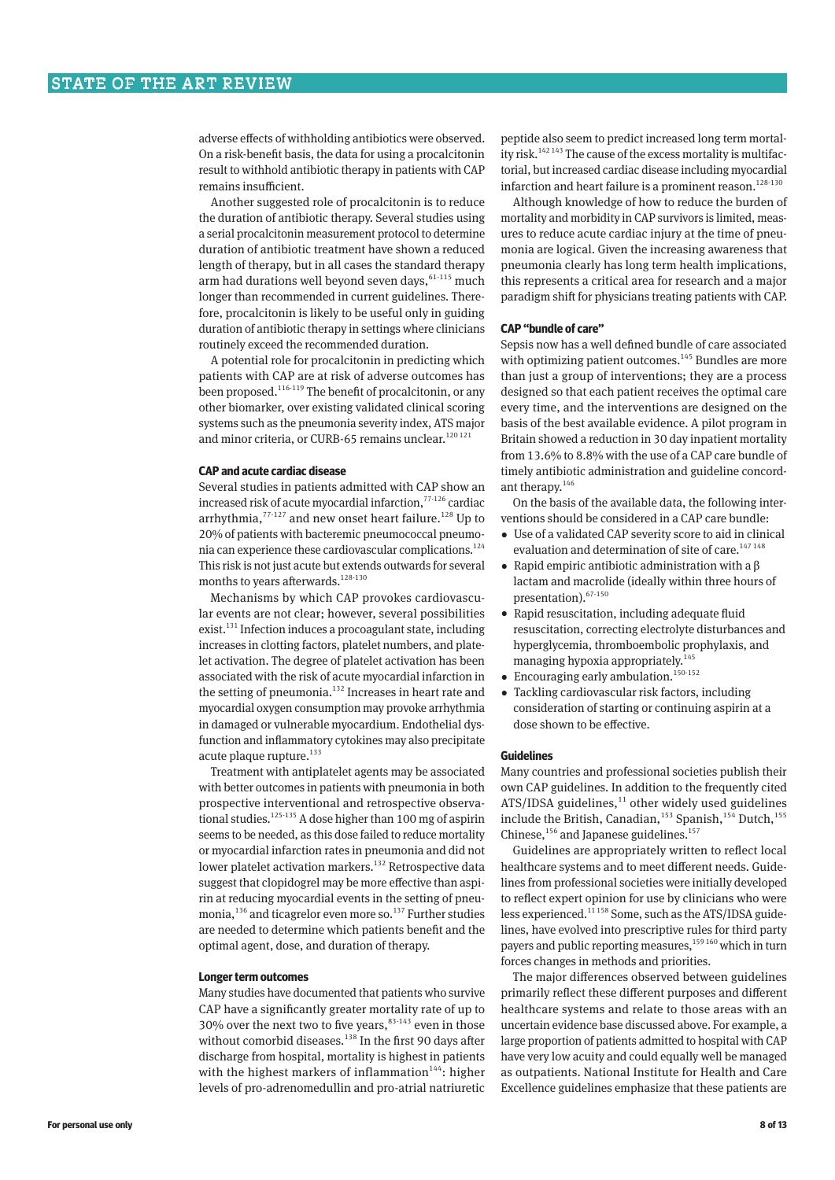adverse effects of withholding antibiotics were observed. On a risk-benefit basis, the data for using a procalcitonin result to withhold antibiotic therapy in patients with CAP remains insufficient.

Another suggested role of procalcitonin is to reduce the duration of antibiotic therapy. Several studies using a serial procalcitonin measurement protocol to determine duration of antibiotic treatment have shown a reduced length of therapy, but in all cases the standard therapy arm had durations well beyond seven days,[61-115] much longer than recommended in current guidelines. Therefore, procalcitonin is likely to be useful only in guiding duration of antibiotic therapy in settings where clinicians routinely exceed the recommended duration.

A potential role for procalcitonin in predicting which patients with CAP are at risk of adverse outcomes has been proposed.[116-119] The benefit of procalcitonin, or any other biomarker, over existing validated clinical scoring systems such as the pneumonia severity index, ATS major and minor criteria, or CURB-65 remains unclear.[120 121]

### CAP and acute cardiac disease

Several studies in patients admitted with CAP show an increased risk of acute myocardial infarction,[77-126] cardiac arrhythmia,[77-127] and new onset heart failure.[128] Up to 20% of patients with bacteremic pneumococcal pneumonia can experience these cardiovascular complications.[124] This risk is not just acute but extends outwards for several months to years afterwards.[128-130]

Mechanisms by which CAP provokes cardiovascular events are not clear; however, several possibilities exist.[131] Infection induces a procoagulant state, including increases in clotting factors, platelet numbers, and platelet activation. The degree of platelet activation has been associated with the risk of acute myocardial infarction in the setting of pneumonia.[132] Increases in heart rate and myocardial oxygen consumption may provoke arrhythmia in damaged or vulnerable myocardium. Endothelial dysfunction and inflammatory cytokines may also precipitate acute plaque rupture.[133]

Treatment with antiplatelet agents may be associated with better outcomes in patients with pneumonia in both prospective interventional and retrospective observational studies.[125-135] A dose higher than 100 mg of aspirin seems to be needed, as this dose failed to reduce mortality or myocardial infarction rates in pneumonia and did not lower platelet activation markers.[132] Retrospective data suggest that clopidogrel may be more effective than aspirin at reducing myocardial events in the setting of pneumonia,[136] and ticagrelor even more so.[137] Further studies are needed to determine which patients benefit and the optimal agent, dose, and duration of therapy.

### Longer term outcomes

Many studies have documented that patients who survive CAP have a significantly greater mortality rate of up to 30% over the next two to five years,[83-143] even in those without comorbid diseases.[138] In the first 90 days after discharge from hospital, mortality is highest in patients with the highest markers of inflammation[144]: higher levels of pro-adrenomedullin and pro-atrial natriuretic peptide also seem to predict increased long term mortality risk.[142 143] The cause of the excess mortality is multifactorial, but increased cardiac disease including myocardial infarction and heart failure is a prominent reason.[128-130]

Although knowledge of how to reduce the burden of mortality and morbidity in CAP survivors is limited, measures to reduce acute cardiac injury at the time of pneumonia are logical. Given the increasing awareness that pneumonia clearly has long term health implications, this represents a critical area for research and a major paradigm shift for physicians treating patients with CAP.

### CAP "bundle of care"

Sepsis now has a well defined bundle of care associated with optimizing patient outcomes.[145] Bundles are more than just a group of interventions; they are a process designed so that each patient receives the optimal care every time, and the interventions are designed on the basis of the best available evidence. A pilot program in Britain showed a reduction in 30 day inpatient mortality from 13.6% to 8.8% with the use of a CAP care bundle of timely antibiotic administration and guideline concordant therapy.[146]

On the basis of the available data, the following interventions should be considered in a CAP care bundle:

- Use of a validated CAP severity score to aid in clinical evaluation and determination of site of care.[147 148]
- Rapid empiric antibiotic administration with a β lactam and macrolide (ideally within three hours of presentation).[67-150]
- Rapid resuscitation, including adequate fluid resuscitation, correcting electrolyte disturbances and hyperglycemia, thromboembolic prophylaxis, and managing hypoxia appropriately.[145]
- Encouraging early ambulation.[150-152]
- Tackling cardiovascular risk factors, including consideration of starting or continuing aspirin at a dose shown to be effective.

### Guidelines

Many countries and professional societies publish their own CAP guidelines. In addition to the frequently cited ATS/IDSA guidelines,[11] other widely used guidelines include the British, Canadian,[153] Spanish,[154] Dutch,[155] Chinese,[156] and Japanese guidelines.[157]

Guidelines are appropriately written to reflect local healthcare systems and to meet different needs. Guidelines from professional societies were initially developed to reflect expert opinion for use by clinicians who were less experienced.[11 158] Some, such as the ATS/IDSA guidelines, have evolved into prescriptive rules for third party payers and public reporting measures,[159 160] which in turn forces changes in methods and priorities.

The major differences observed between guidelines primarily reflect these different purposes and different healthcare systems and relate to those areas with an uncertain evidence base discussed above. For example, a large proportion of patients admitted to hospital with CAP have very low acuity and could equally well be managed as outpatients. National Institute for Health and Care Excellence guidelines emphasize that these patients are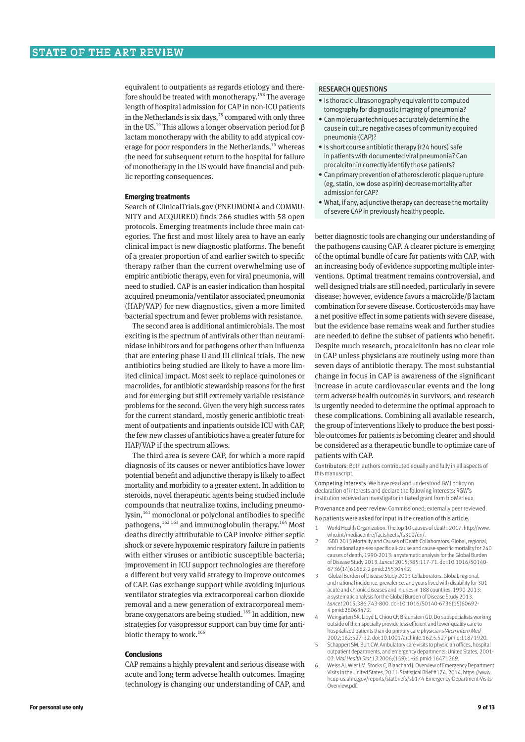equivalent to outpatients as regards etiology and therefore should be treated with monotherapy.[158] The average length of hospital admission for CAP in non-ICU patients in the Netherlands is six days,[75] compared with only three in the US.[19] This allows a longer observation period for β lactam monotherapy with the ability to add atypical coverage for poor responders in the Netherlands,[75] whereas the need for subsequent return to the hospital for failure of monotherapy in the US would have financial and public reporting consequences.

### Emerging treatments

Search of ClinicalTrials.gov (PNEUMONIA and COMMUNITY and ACQUIRED) finds 266 studies with 58 open protocols. Emerging treatments include three main categories. The first and most likely area to have an early clinical impact is new diagnostic platforms. The benefit of a greater proportion of and earlier switch to specific therapy rather than the current overwhelming use of empiric antibiotic therapy, even for viral pneumonia, will need to studied. CAP is an easier indication than hospital acquired pneumonia/ventilator associated pneumonia (HAP/VAP) for new diagnostics, given a more limited bacterial spectrum and fewer problems with resistance.

The second area is additional antimicrobials. The most exciting is the spectrum of antivirals other than neuraminidase inhibitors and for pathogens other than influenza that are entering phase II and III clinical trials. The new antibiotics being studied are likely to have a more limited clinical impact. Most seek to replace quinolones or macrolides, for antibiotic stewardship reasons for the first and for emerging but still extremely variable resistance problems for the second. Given the very high success rates for the current standard, mostly generic antibiotic treatment of outpatients and inpatients outside ICU with CAP, the few new classes of antibiotics have a greater future for HAP/VAP if the spectrum allows.

The third area is severe CAP, for which a more rapid diagnosis of its causes or newer antibiotics have lower potential benefit and adjunctive therapy is likely to affect mortality and morbidity to a greater extent. In addition to steroids, novel therapeutic agents being studied include compounds that neutralize toxins, including pneumolysin,[161] monoclonal or polyclonal antibodies to specific pathogens,[162,163] and immunoglobulin therapy.[164] Most deaths directly attributable to CAP involve either septic shock or severe hypoxemic respiratory failure in patients with either viruses or antibiotic susceptible bacteria; improvement in ICU support technologies are therefore a different but very valid strategy to improve outcomes of CAP. Gas exchange support while avoiding injurious ventilator strategies via extracorporeal carbon dioxide removal and a new generation of extracorporeal membrane oxygenators are being studied.[165] In addition, new strategies for vasopressor support can buy time for antibiotic therapy to work.[166]

### Conclusions

CAP remains a highly prevalent and serious disease with acute and long term adverse health outcomes. Imaging technology is changing our understanding of CAP, and better diagnostic tools are changing our understanding of the pathogens causing CAP. A clearer picture is emerging of the optimal bundle of care for patients with CAP, with an increasing body of evidence supporting multiple interventions. Optimal treatment remains controversial, and well designed trials are still needed, particularly in severe disease; however, evidence favors a macrolide/β lactam combination for severe disease. Corticosteroids may have a net positive effect in some patients with severe disease, but the evidence base remains weak and further studies are needed to define the subset of patients who benefit. Despite much research, procalcitonin has no clear role in CAP unless physicians are routinely using more than seven days of antibiotic therapy. The most substantial change in focus in CAP is awareness of the significant increase in acute cardiovascular events and the long term adverse health outcomes in survivors, and research is urgently needed to determine the optimal approach to these complications. Combining all available research, the group of interventions likely to produce the best possible outcomes for patients is becoming clearer and should be considered as a therapeutic bundle to optimize care of patients with CAP.

### RESEARCH QUESTIONS

- Is thoracic ultrasonography equivalent to computed tomography for diagnostic imaging of pneumonia?
- Can molecular techniques accurately determine the cause in culture negative cases of community acquired pneumonia (CAP)?
- Is short course antibiotic therapy (<24 hours) safe in patients with documented viral pneumonia? Can procalcitonin correctly identify those patients?
- Can primary prevention of atherosclerotic plaque rupture (eg, statin, low dose aspirin) decrease mortality after admission for CAP?
- What, if any, adjunctive therapy can decrease the mortality of severe CAP in previously healthy people.

Contributors: Both authors contributed equally and fully in all aspects of this manuscript.

Competing interests: We have read and understood BMJ policy on declaration of interests and declare the following interests: RGW's institution received an investigator initiated grant from bioMerieux.

Provenance and peer review: Commissioned; externally peer reviewed.

No patients were asked for input in the creation of this article.

1. World Health Organization. The top 10 causes of death. 2017. http://www.who.int/mediacentre/factsheets/fs310/en/.
2. GBD 2013 Mortality and Causes of Death Collaborators. Global, regional, and national age-sex specific all-cause and cause-specific mortality for 240 causes of death, 1990-2013: a systematic analysis for the Global Burden of Disease Study 2013. *Lancet* 2015;385:117-71. doi:10.1016/S0140-6736(14)61682-2 pmid:25530442.
3. Global Burden of Disease Study 2013 Collaborators. Global, regional, and national incidence, prevalence, and years lived with disability for 301 acute and chronic diseases and injuries in 188 countries, 1990-2013: a systematic analysis for the Global Burden of Disease Study 2013. *Lancet* 2015;386:743-800. doi:10.1016/S0140-6736(15)60692-4 pmid:26063472.
4. Weingarten SR, Lloyd L, Chiou CF, Braunstein GD. Do subspecialists working outside of their specialty provide less efficient and lower-quality care to hospitalized patients than do primary care physicians?*Arch Intern Med* 2002;162:527-32. doi:10.1001/archinte.162.5.527 pmid:11871920.
5. Schappert SM, Burt CW. Ambulatory care visits to physician offices, hospital outpatient departments, and emergency departments: United States, 2001-02. *Vital Health Stat 13* 2006;(159):1-66.pmid:16471269.
6. Weiss AJ, Wier LM, Stocks C, Blanchard J. Overview of Emergency Department Visits in the United States, 2011: Statistical Brief #174. 2014. https://www.hcup-us.ahrq.gov/reports/statbriefs/sb174-Emergency-Department-Visits-Overview.pdf.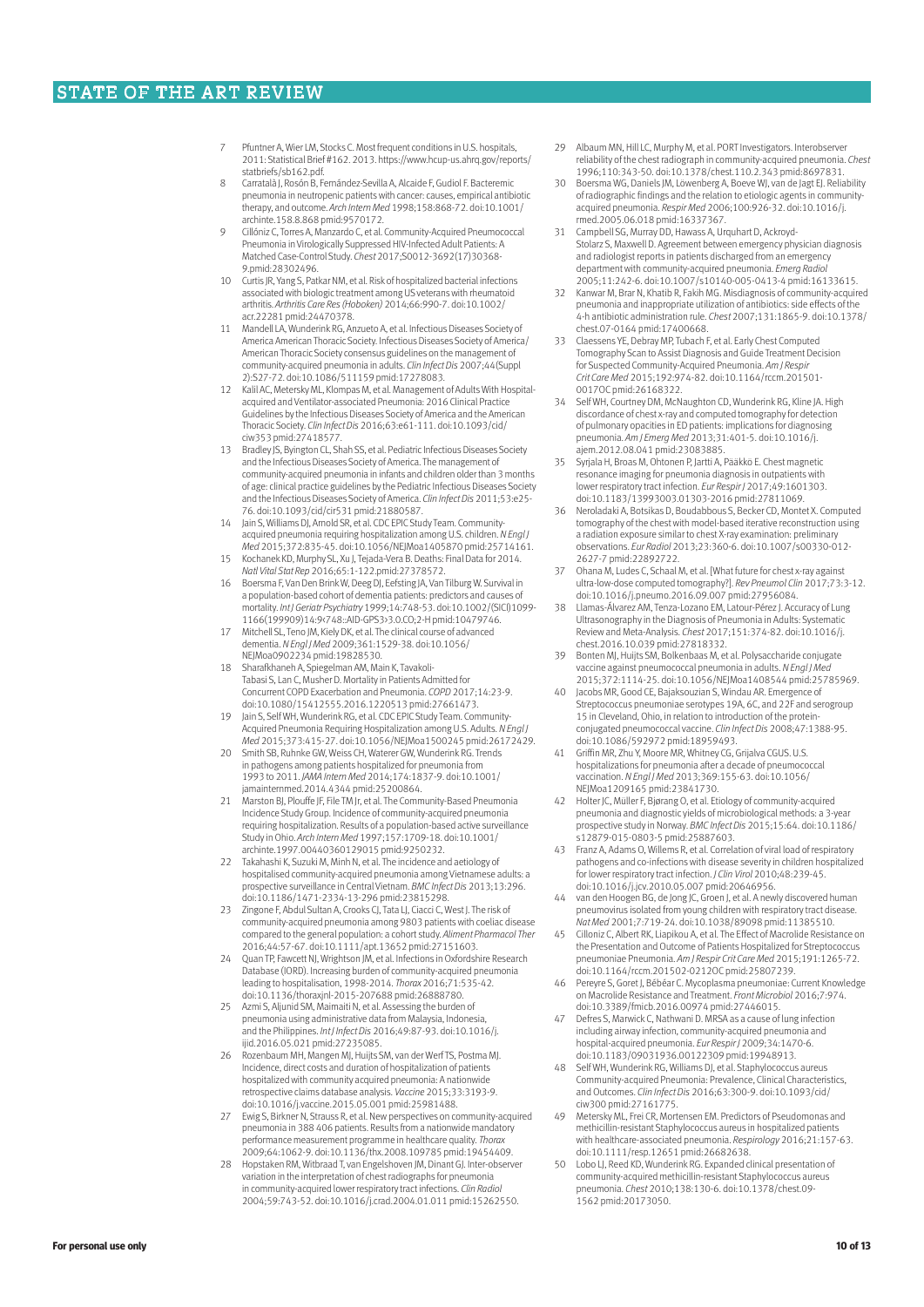7 Pfuntner A, Wier LM, Stocks C. Most frequent conditions in U.S. hospitals, 2011: Statistical Brief #162. 2013. https://www.hcup-us.ahrq.gov/reports/statbriefs/sb162.pdf.

8 Carratalà J, Rosón B, Fernández-Sevilla A, Alcaide F, Gudiol F. Bacteremic pneumonia in neutropenic patients with cancer: causes, empirical antibiotic therapy, and outcome. *Arch Intern Med* 1998;158:868-72. doi:10.1001/archinte.158.8.868 pmid:9570172.

9 Cillóniz C, Torres A, Manzardo C, et al. Community-Acquired Pneumococcal Pneumonia in Virologically Suppressed HIV-Infected Adult Patients: A Matched Case-Control Study. *Chest* 2017;S0012-3692(17)30368-9.pmid:28302496.

10 Curtis JR, Yang S, Patkar NM, et al. Risk of hospitalized bacterial infections associated with biologic treatment among US veterans with rheumatoid arthritis. *Arthritis Care Res (Hoboken)* 2014;66:990-7. doi:10.1002/acr.22281 pmid:24470378.

11 Mandell LA, Wunderink RG, Anzueto A, et al. Infectious Diseases Society of America American Thoracic Society. Infectious Diseases Society of America/American Thoracic Society consensus guidelines on the management of community-acquired pneumonia in adults. *Clin Infect Dis* 2007;44(Suppl 2):S27-72. doi:10.1086/511159 pmid:17278083.

12 Kalil AC, Metersky ML, Klompas M, et al. Management of Adults With Hospital-acquired and Ventilator-associated Pneumonia: 2016 Clinical Practice Guidelines by the Infectious Diseases Society of America and the American Thoracic Society. *Clin Infect Dis* 2016;63:e61-111. doi:10.1093/cid/ciw353 pmid:27418577.

13 Bradley JS, Byington CL, Shah SS, et al. Pediatric Infectious Diseases Society and the Infectious Diseases Society of America. The management of community-acquired pneumonia in infants and children older than 3 months of age: clinical practice guidelines by the Pediatric Infectious Diseases Society and the Infectious Diseases Society of America. *Clin Infect Dis* 2011;53:e25-76. doi:10.1093/cid/cir531 pmid:21880587.

14 Jain S, Williams DJ, Arnold SR, et al. CDC EPIC Study Team. Community-acquired pneumonia requiring hospitalization among U.S. children. *N Engl J Med* 2015;372:835-45. doi:10.1056/NEJMoa1405870 pmid:25714161.

15 Kochanek KD, Murphy SL, Xu J, Tejada-Vera B. Deaths: Final Data for 2014. *Natl Vital Stat Rep* 2016;65:1-122.pmid:27378572.

16 Boersma F, Van Den Brink W, Deeg DJ, Eefsting JA, Van Tilburg W. Survival in a population-based cohort of dementia patients: predictors and causes of mortality. *Int J Geriatr Psychiatry* 1999;14:748-53. doi:10.1002/(SICI)1099-1166(199909)14:9<748::AID-GPS3>3.0.CO;2-H pmid:10479746.

17 Mitchell SL, Teno JM, Kiely DK, et al. The clinical course of advanced dementia. *N Engl J Med* 2009;361:1529-38. doi:10.1056/NEJMoa0902234 pmid:19828530.

18 Sharafkhaneh A, Spiegelman AM, Main K, Tavakoli-Tabasi S, Lan C, Musher D. Mortality in Patients Admitted for Concurrent COPD Exacerbation and Pneumonia. *COPD* 2017;14:23-9. doi:10.1080/15412555.2016.1220513 pmid:27661473.

19 Jain S, Self WH, Wunderink RG, et al. CDC EPIC Study Team. Community-Acquired Pneumonia Requiring Hospitalization among U.S. Adults. *N Engl J Med* 2015;373:415-27. doi:10.1056/NEJMoa1500245 pmid:26172429.

20 Smith SB, Ruhnke GW, Weiss CH, Waterer GW, Wunderink RG. Trends in pathogens among patients hospitalized for pneumonia from 1993 to 2011. *JAMA Intern Med* 2014;174:1837-9. doi:10.1001/jamainternmed.2014.4344 pmid:25200864.

21 Marston BJ, Plouffe JF, File TM Jr, et al. The Community-Based Pneumonia Incidence Study Group. Incidence of community-acquired pneumonia requiring hospitalization. Results of a population-based active surveillance Study in Ohio. *Arch Intern Med* 1997;157:1709-18. doi:10.1001/archinte.1997.00440360129015 pmid:9250232.

22 Takahashi K, Suzuki M, Minh N, et al. The incidence and aetiology of hospitalised community-acquired pneumonia among Vietnamese adults: a prospective surveillance in Central Vietnam. *BMC Infect Dis* 2013;13:296. doi:10.1186/1471-2334-13-296 pmid:23815298.

23 Zingone F, Abdul Sultan A, Crooks CJ, Tata LJ, Ciacci C, West J. The risk of community-acquired pneumonia among 9803 patients with coeliac disease compared to the general population: a cohort study. *Aliment Pharmacol Ther* 2016;44:57-67. doi:10.1111/apt.13652 pmid:27151603.

24 Quan TP, Fawcett NJ, Wrightson JM, et al. Infections in Oxfordshire Research Database (IORD). Increasing burden of community-acquired pneumonia leading to hospitalisation, 1998-2014. *Thorax* 2016;71:535-42. doi:10.1136/thoraxjnl-2015-207688 pmid:26888780.

25 Azmi S, Aljunid SM, Maimaiti N, et al. Assessing the burden of pneumonia using administrative data from Malaysia, Indonesia, and the Philippines. *Int J Infect Dis* 2016;49:87-93. doi:10.1016/j.ijid.2016.05.021 pmid:27235085.

26 Rozenbaum MH, Mangen MJ, Huijts SM, van der Werf TS, Postma MJ. Incidence, direct costs and duration of hospitalization of patients hospitalized with community acquired pneumonia: A nationwide retrospective claims database analysis. *Vaccine* 2015;33:3193-9. doi:10.1016/j.vaccine.2015.05.001 pmid:25981488.

27 Ewig S, Birkner N, Strauss R, et al. New perspectives on community-acquired pneumonia in 388 406 patients. Results from a nationwide mandatory performance measurement programme in healthcare quality. *Thorax* 2009;64:1062-9. doi:10.1136/thx.2008.109785 pmid:19454409.

28 Hopstaken RM, Witbraad T, van Engelshoven JM, Dinant GJ. Inter-observer variation in the interpretation of chest radiographs for pneumonia in community-acquired lower respiratory tract infections. *Clin Radiol* 2004;59:743-52. doi:10.1016/j.crad.2004.01.011 pmid:15262550.

29 Albaum MN, Hill LC, Murphy M, et al. PORT Investigators. Interobserver reliability of the chest radiograph in community-acquired pneumonia. *Chest* 1996;110:343-50. doi:10.1378/chest.110.2.343 pmid:8697831.

30 Boersma WG, Daniels JM, Löwenberg A, Boeve WJ, van de Jagt EJ. Reliability of radiographic findings and the relation to etiologic agents in community-acquired pneumonia. *Respir Med* 2006;100:926-32. doi:10.1016/j.rmed.2005.06.018 pmid:16337367.

31 Campbell SG, Murray DD, Hawass A, Urquhart D, Ackroyd-Stolarz S, Maxwell D. Agreement between emergency physician diagnosis and radiologist reports in patients discharged from an emergency department with community-acquired pneumonia. *Emerg Radiol* 2005;11:242-6. doi:10.1007/s10140-005-0413-4 pmid:16133615.

32 Kanwar M, Brar N, Khatib R, Fakih MG. Misdiagnosis of community-acquired pneumonia and inappropriate utilization of antibiotics: side effects of the 4-h antibiotic administration rule. *Chest* 2007;131:1865-9. doi:10.1378/chest.07-0164 pmid:17400668.

33 Claessens YE, Debray MP, Tubach F, et al. Early Chest Computed Tomography Scan to Assist Diagnosis and Guide Treatment Decision for Suspected Community-Acquired Pneumonia. *Am J Respir Crit Care Med* 2015;192:974-82. doi:10.1164/rccm.201501-0017OC pmid:26168322.

34 Self WH, Courtney DM, McNaughton CD, Wunderink RG, Kline JA. High discordance of chest x-ray and computed tomography for detection of pulmonary opacities in ED patients: implications for diagnosing pneumonia. *Am J Emerg Med* 2013;31:401-5. doi:10.1016/j.ajem.2012.08.041 pmid:23083885.

35 Syrjala H, Broas M, Ohtonen P, Jartti A, Pääkkö E. Chest magnetic resonance imaging for pneumonia diagnosis in outpatients with lower respiratory tract infection. *Eur Respir J* 2017;49:1601303. doi:10.1183/13993003.01303-2016 pmid:27811069.

36 Neroladaki A, Botsikas D, Boudabbous S, Becker CD, Montet X. Computed tomography of the chest with model-based iterative reconstruction using a radiation exposure similar to chest X-ray examination: preliminary observations. *Eur Radiol* 2013;23:360-6. doi:10.1007/s00330-012-2627-7 pmid:22892722.

37 Ohana M, Ludes C, Schaal M, et al. [What future for chest x-ray against ultra-low-dose computed tomography?]. *Rev Pneumol Clin* 2017;73:3-12. doi:10.1016/j.pneumo.2016.09.007 pmid:27956084.

38 Llamas-Álvarez AM, Tenza-Lozano EM, Latour-Pérez J. Accuracy of Lung Ultrasonography in the Diagnosis of Pneumonia in Adults: Systematic Review and Meta-Analysis. *Chest* 2017;151:374-82. doi:10.1016/j.chest.2016.10.039 pmid:27818332.

39 Bonten MJ, Huijts SM, Bolkenbaas M, et al. Polysaccharide conjugate vaccine against pneumococcal pneumonia in adults. *N Engl J Med* 2015;372:1114-25. doi:10.1056/NEJMoa1408544 pmid:25785969.

40 Jacobs MR, Good CE, Bajaksouzian S, Windau AR. Emergence of Streptococcus pneumoniae serotypes 19A, 6C, and 22F and serogroup 15 in Cleveland, Ohio, in relation to introduction of the protein-conjugated pneumococcal vaccine. *Clin Infect Dis* 2008;47:1388-95. doi:10.1086/592972 pmid:18959493.

41 Griffin MR, Zhu Y, Moore MR, Whitney CG, Grijalva CGUS. U.S. hospitalizations for pneumonia after a decade of pneumococcal vaccination. *N Engl J Med* 2013;369:155-63. doi:10.1056/NEJMoa1209165 pmid:23841730.

42 Holter JC, Müller F, Bjørang O, et al. Etiology of community-acquired pneumonia and diagnostic yields of microbiological methods: a 3-year prospective study in Norway. *BMC Infect Dis* 2015;15:64. doi:10.1186/s12879-015-0803-5 pmid:25887603.

43 Franz A, Adams O, Willems R, et al. Correlation of viral load of respiratory pathogens and co-infections with disease severity in children hospitalized for lower respiratory tract infection. *J Clin Virol* 2010;48:239-45. doi:10.1016/j.jcv.2010.05.007 pmid:20646956.

44 van den Hoogen BG, de Jong JC, Groen J, et al. A newly discovered human pneumovirus isolated from young children with respiratory tract disease. *Nat Med* 2001;7:719-24. doi:10.1038/89098 pmid:11385510.

45 Cilloniz C, Albert RK, Liapikou A, et al. The Effect of Macrolide Resistance on the Presentation and Outcome of Patients Hospitalized for Streptococcus pneumoniae Pneumonia. *Am J Respir Crit Care Med* 2015;191:1265-72. doi:10.1164/rccm.201502-0212OC pmid:25807239.

46 Pereyre S, Goret J, Bébéar C. Mycoplasma pneumoniae: Current Knowledge on Macrolide Resistance and Treatment. *Front Microbiol* 2016;7:974. doi:10.3389/fmicb.2016.00974 pmid:27446015.

47 Defres S, Marwick C, Nathwani D. MRSA as a cause of lung infection including airway infection, community-acquired pneumonia and hospital-acquired pneumonia. *Eur Respir J* 2009;34:1470-6. doi:10.1183/09031936.00122309 pmid:19948913.

48 Self WH, Wunderink RG, Williams DJ, et al. Staphylococcus aureus Community-acquired Pneumonia: Prevalence, Clinical Characteristics, and Outcomes. *Clin Infect Dis* 2016;63:300-9. doi:10.1093/cid/ciw300 pmid:27161775.

49 Metersky ML, Frei CR, Mortensen EM. Predictors of Pseudomonas and methicillin-resistant Staphylococcus aureus in hospitalized patients with healthcare-associated pneumonia. *Respirology* 2016;21:157-63. doi:10.1111/resp.12651 pmid:26682638.

50 Lobo LJ, Reed KD, Wunderink RG. Expanded clinical presentation of community-acquired methicillin-resistant Staphylococcus aureus pneumonia. *Chest* 2010;138:130-6. doi:10.1378/chest.09-1562 pmid:20173050.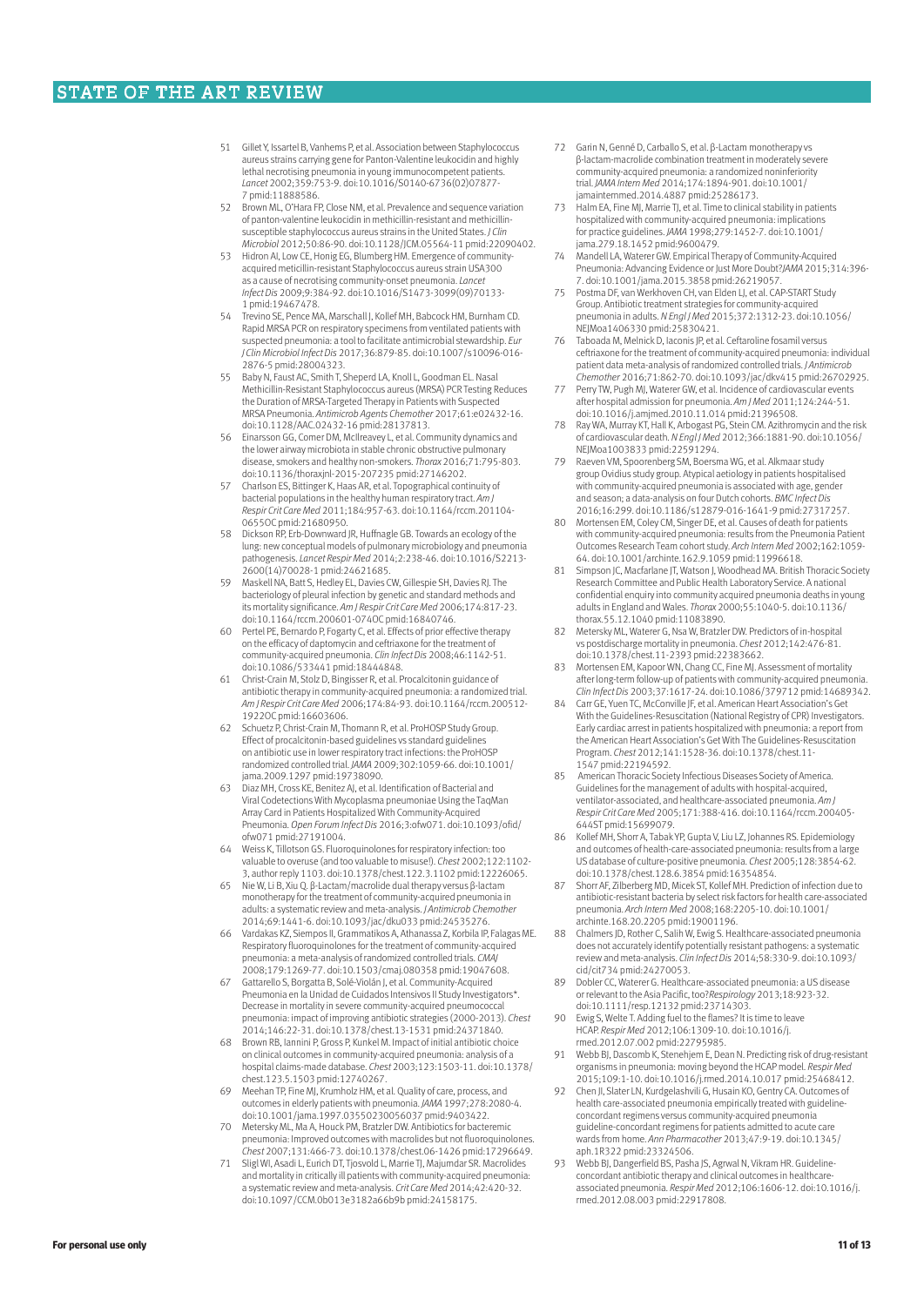51 Gillet Y, Issartel B, Vanhems P, et al. Association between Staphylococcus aureus strains carrying gene for Panton-Valentine leukocidin and highly lethal necrotising pneumonia in young immunocompetent patients. *Lancet* 2002;359:753-9. doi:10.1016/S0140-6736(02)07877-7 pmid:11888586.

52 Brown ML, O'Hara FP, Close NM, et al. Prevalence and sequence variation of panton-valentine leukocidin in methicillin-resistant and methicillin-susceptible staphylococcus aureus strains in the United States. *J Clin Microbiol* 2012;50:86-90. doi:10.1128/JCM.05564-11 pmid:22090402.

53 Hidron AI, Low CE, Honig EG, Blumberg HM. Emergence of community-acquired meticillin-resistant Staphylococcus aureus strain USA300 as a cause of necrotising community-onset pneumonia. *Lancet Infect Dis* 2009;9:384-92. doi:10.1016/S1473-3099(09)70133-1 pmid:19467478.

54 Trevino SE, Pence MA, Marschall J, Kollef MH, Babcock HM, Burnham CD. Rapid MRSA PCR on respiratory specimens from ventilated patients with suspected pneumonia: a tool to facilitate antimicrobial stewardship. *Eur J Clin Microbiol Infect Dis* 2017;36:879-85. doi:10.1007/s10096-016-2876-5 pmid:28004323.

55 Baby N, Faust AC, Smith T, Sheperd LA, Knoll L, Goodman EL. Nasal Methicillin-Resistant Staphylococcus aureus (MRSA) PCR Testing Reduces the Duration of MRSA-Targeted Therapy in Patients with Suspected MRSA Pneumonia. *Antimicrob Agents Chemother* 2017;61:e02432-16. doi:10.1128/AAC.02432-16 pmid:28137813.

56 Einarsson GG, Comer DM, McIlreavey L, et al. Community dynamics and the lower airway microbiota in stable chronic obstructive pulmonary disease, smokers and healthy non-smokers. *Thorax* 2016;71:795-803. doi:10.1136/thoraxjnl-2015-207235 pmid:27146202.

57 Charlson ES, Bittinger K, Haas AR, et al. Topographical continuity of bacterial populations in the healthy human respiratory tract. *Am J Respir Crit Care Med* 2011;184:957-63. doi:10.1164/rccm.201104-0655OC pmid:21680950.

58 Dickson RP, Erb-Downward JR, Huffnagle GB. Towards an ecology of the lung: new conceptual models of pulmonary microbiology and pneumonia pathogenesis. *Lancet Respir Med* 2014;2:238-46. doi:10.1016/S2213-2600(14)70028-1 pmid:24621685.

59 Maskell NA, Batt S, Hedley EL, Davies CW, Gillespie SH, Davies RJ. The bacteriology of pleural infection by genetic and standard methods and its mortality significance. *Am J Respir Crit Care Med* 2006;174:817-23. doi:10.1164/rccm.200601-074OC pmid:16840746.

60 Pertel PE, Bernardo P, Fogarty C, et al. Effects of prior effective therapy on the efficacy of daptomycin and ceftriaxone for the treatment of community-acquired pneumonia. *Clin Infect Dis* 2008;46:1142-51. doi:10.1086/533441 pmid:18444848.

61 Christ-Crain M, Stolz D, Bingisser R, et al. Procalcitonin guidance of antibiotic therapy in community-acquired pneumonia: a randomized trial. *Am J Respir Crit Care Med* 2006;174:84-93. doi:10.1164/rccm.200512-1922OC pmid:16603606.

62 Schuetz P, Christ-Crain M, Thomann R, et al. ProHOSP Study Group. Effect of procalcitonin-based guidelines vs standard guidelines on antibiotic use in lower respiratory tract infections: the ProHOSP randomized controlled trial. *JAMA* 2009;302:1059-66. doi:10.1001/jama.2009.1297 pmid:19738090.

63 Diaz MH, Cross KE, Benitez AJ, et al. Identification of Bacterial and Viral Codetections With Mycoplasma pneumoniae Using the TaqMan Array Card in Patients Hospitalized With Community-Acquired Pneumonia. *Open Forum Infect Dis* 2016;3:ofw071. doi:10.1093/ofid/ofw071 pmid:27191004.

64 Weiss K, Tillotson GS. Fluoroquinolones for respiratory infection: too valuable to overuse (and too valuable to misuse!). *Chest* 2002;122:1102-3, author reply 1103. doi:10.1378/chest.122.3.1102 pmid:12226065.

65 Nie W, Li B, Xiu Q. β-Lactam/macrolide dual therapy versus β-lactam monotherapy for the treatment of community-acquired pneumonia in adults: a systematic review and meta-analysis. *J Antimicrob Chemother* 2014;69:1441-6. doi:10.1093/jac/dku033 pmid:24535276.

66 Vardakas KZ, Siempos II, Grammatikos A, Athanassa Z, Korbila IP, Falagas ME. Respiratory fluoroquinolones for the treatment of community-acquired pneumonia: a meta-analysis of randomized controlled trials. *CMAJ* 2008;179:1269-77. doi:10.1503/cmaj.080358 pmid:19047608.

67 Gattarello S, Borgatta B, Solé-Violán J, et al. Community-Acquired Pneumonia en la Unidad de Cuidados Intensivos II Study Investigators*. Decrease in mortality in severe community-acquired pneumococcal pneumonia: impact of improving antibiotic strategies (2000-2013). *Chest* 2014;146:22-31. doi:10.1378/chest.13-1531 pmid:24371840.

68 Brown RB, Iannini P, Gross P, Kunkel M. Impact of initial antibiotic choice on clinical outcomes in community-acquired pneumonia: analysis of a hospital claims-made database. *Chest* 2003;123:1503-11. doi:10.1378/chest.123.5.1503 pmid:12740267.

69 Meehan TP, Fine MJ, Krumholz HM, et al. Quality of care, process, and outcomes in elderly patients with pneumonia. *JAMA* 1997;278:2080-4. doi:10.1001/jama.1997.03550230056037 pmid:9403422.

70 Metersky ML, Ma A, Houck PM, Bratzler DW. Antibiotics for bacteremic pneumonia: Improved outcomes with macrolides but not fluoroquinolones. *Chest* 2007;131:466-73. doi:10.1378/chest.06-1426 pmid:17296649.

71 Sligl WI, Asadi L, Eurich DT, Tjosvold L, Marrie TJ, Majumdar SR. Macrolides and mortality in critically ill patients with community-acquired pneumonia: a systematic review and meta-analysis. *Crit Care Med* 2014;42:420-32. doi:10.1097/CCM.0b013e3182a66b9b pmid:24158175.

72 Garin N, Genné D, Carballo S, et al. β-Lactam monotherapy vs β-lactam-macrolide combination treatment in moderately severe community-acquired pneumonia: a randomized noninferiority trial. *JAMA Intern Med* 2014;174:1894-901. doi:10.1001/jamainternmed.2014.4887 pmid:25286173.

73 Halm EA, Fine MJ, Marrie TJ, et al. Time to clinical stability in patients hospitalized with community-acquired pneumonia: implications for practice guidelines. *JAMA* 1998;279:1452-7. doi:10.1001/jama.279.18.1452 pmid:9600479.

74 Mandell LA, Waterer GW. Empirical Therapy of Community-Acquired Pneumonia: Advancing Evidence or Just More Doubt?*JAMA* 2015;314:396-7. doi:10.1001/jama.2015.3858 pmid:26219057.

75 Postma DF, van Werkhoven CH, van Elden LJ, et al. CAP-START Study Group. Antibiotic treatment strategies for community-acquired pneumonia in adults. *N Engl J Med* 2015;372:1312-23. doi:10.1056/NEJMoa1406330 pmid:25830421.

76 Taboada M, Melnick D, Iaconis JP, et al. Ceftaroline fosamil versus ceftriaxone for the treatment of community-acquired pneumonia: individual patient data meta-analysis of randomized controlled trials. *J Antimicrob Chemother* 2016;71:862-70. doi:10.1093/jac/dkv415 pmid:26702925.

77 Perry TW, Pugh MJ, Waterer GW, et al. Incidence of cardiovascular events after hospital admission for pneumonia. *Am J Med* 2011;124:244-51. doi:10.1016/j.amjmed.2010.11.014 pmid:21396508.

78 Ray WA, Murray KT, Hall K, Arbogast PG, Stein CM. Azithromycin and the risk of cardiovascular death. *N Engl J Med* 2012;366:1881-90. doi:10.1056/NEJMoa1003833 pmid:22591294.

79 Raeven VM, Spoorenberg SM, Boersma WG, et al. Alkmaar study group Ovidius study group. Atypical aetiology in patients hospitalised with community-acquired pneumonia is associated with age, gender and season; a data-analysis on four Dutch cohorts. *BMC Infect Dis* 2016;16:299. doi:10.1186/s12879-016-1641-9 pmid:27317257.

80 Mortensen EM, Coley CM, Singer DE, et al. Causes of death for patients with community-acquired pneumonia: results from the Pneumonia Patient Outcomes Research Team cohort study. *Arch Intern Med* 2002;162:1059-64. doi:10.1001/archinte.162.9.1059 pmid:11996618.

81 Simpson JC, Macfarlane JT, Watson J, Woodhead MA. British Thoracic Society Research Committee and Public Health Laboratory Service. A national confidential enquiry into community acquired pneumonia deaths in young adults in England and Wales. *Thorax* 2000;55:1040-5. doi:10.1136/thorax.55.12.1040 pmid:11083890.

82 Metersky ML, Waterer G, Nsa W, Bratzler DW. Predictors of in-hospital vs postdischarge mortality in pneumonia. *Chest* 2012;142:476-81. doi:10.1378/chest.11-2393 pmid:22383662.

83 Mortensen EM, Kapoor WN, Chang CC, Fine MJ. Assessment of mortality after long-term follow-up of patients with community-acquired pneumonia. *Clin Infect Dis* 2003;37:1617-24. doi:10.1086/379712 pmid:14689342.

84 Carr GE, Yuen TC, McConville JF, et al. American Heart Association's Get With the Guidelines-Resuscitation (National Registry of CPR) Investigators. Early cardiac arrest in patients hospitalized with pneumonia: a report from the American Heart Association's Get With The Guidelines-Resuscitation Program. *Chest* 2012;141:1528-36. doi:10.1378/chest.11-1547 pmid:22194592.

85 American Thoracic Society Infectious Diseases Society of America. Guidelines for the management of adults with hospital-acquired, ventilator-associated, and healthcare-associated pneumonia. *Am J Respir Crit Care Med* 2005;171:388-416. doi:10.1164/rccm.200405-644ST pmid:15699079.

86 Kollef MH, Shorr A, Tabak YP, Gupta V, Liu LZ, Johannes RS. Epidemiology and outcomes of health-care-associated pneumonia: results from a large US database of culture-positive pneumonia. *Chest* 2005;128:3854-62. doi:10.1378/chest.128.6.3854 pmid:16354854.

87 Shorr AF, Zilberberg MD, Micek ST, Kollef MH. Prediction of infection due to antibiotic-resistant bacteria by select risk factors for health care-associated pneumonia. *Arch Intern Med* 2008;168:2205-10. doi:10.1001/archinte.168.20.2205 pmid:19001196.

88 Chalmers JD, Rother C, Salih W, Ewig S. Healthcare-associated pneumonia does not accurately identify potentially resistant pathogens: a systematic review and meta-analysis. *Clin Infect Dis* 2014;58:330-9. doi:10.1093/cid/cit734 pmid:24270053.

89 Dobler CC, Waterer G. Healthcare-associated pneumonia: a US disease or relevant to the Asia Pacific, too?*Respirology* 2013;18:923-32. doi:10.1111/resp.12132 pmid:23714303.

90 Ewig S, Welte T. Adding fuel to the flames? It is time to leave HCAP. *Respir Med* 2012;106:1309-10. doi:10.1016/j.rmed.2012.07.002 pmid:22795985.

91 Webb BJ, Dascomb K, Stenehjem E, Dean N. Predicting risk of drug-resistant organisms in pneumonia: moving beyond the HCAP model. *Respir Med* 2015;109:1-10. doi:10.1016/j.rmed.2014.10.017 pmid:25468412.

92 Chen JI, Slater LN, Kurdgelashvili G, Husain KO, Gentry CA. Outcomes of health care-associated pneumonia empirically treated with guideline-concordant regimens versus community-acquired pneumonia guideline-concordant regimens for patients admitted to acute care wards from home. *Ann Pharmacother* 2013;47:9-19. doi:10.1345/aph.1R322 pmid:23324506.

93 Webb BJ, Dangerfield BS, Pasha JS, Agrwal N, Vikram HR. Guideline-concordant antibiotic therapy and clinical outcomes in healthcare-associated pneumonia. *Respir Med* 2012;106:1606-12. doi:10.1016/j.rmed.2012.08.003 pmid:22917808.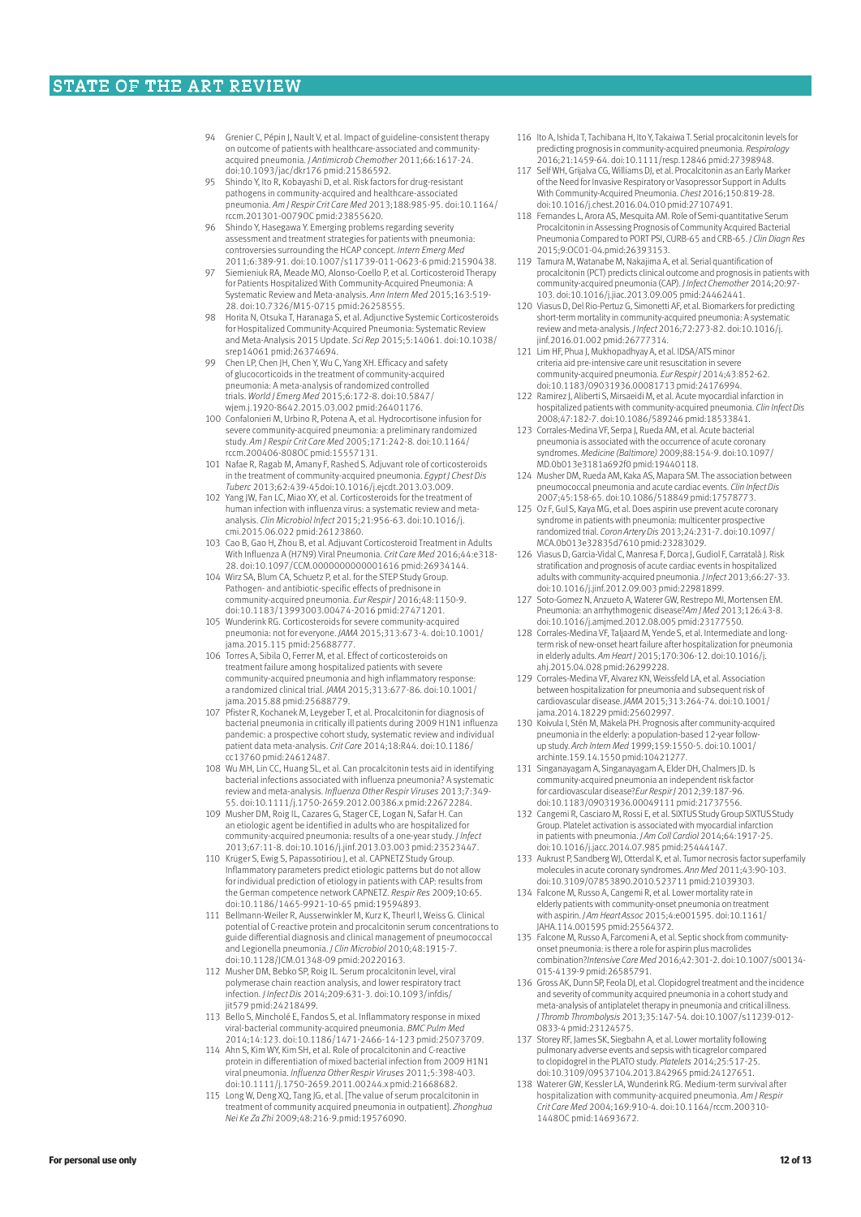94 Grenier C, Pépin J, Nault V, et al. Impact of guideline-consistent therapy on outcome of patients with healthcare-associated and community-acquired pneumonia. *J Antimicrob Chemother* 2011;66:1617-24. doi:10.1093/jac/dkr176 pmid:21586592.

95 Shindo Y, Ito R, Kobayashi D, et al. Risk factors for drug-resistant pathogens in community-acquired and healthcare-associated pneumonia. *Am J Respir Crit Care Med* 2013;188:985-95. doi:10.1164/rccm.201301-0079OC pmid:23855620.

96 Shindo Y, Hasegawa Y. Emerging problems regarding severity assessment and treatment strategies for patients with pneumonia: controversies surrounding the HCAP concept. *Intern Emerg Med* 2011;6:389-91. doi:10.1007/s11739-011-0623-6 pmid:21590438.

97 Siemieniuk RA, Meade MO, Alonso-Coello P, et al. Corticosteroid Therapy for Patients Hospitalized With Community-Acquired Pneumonia: A Systematic Review and Meta-analysis. *Ann Intern Med* 2015;163:519-28. doi:10.7326/M15-0715 pmid:26258555.

98 Horita N, Otsuka T, Haranaga S, et al. Adjunctive Systemic Corticosteroids for Hospitalized Community-Acquired Pneumonia: Systematic Review and Meta-Analysis 2015 Update. *Sci Rep* 2015;5:14061. doi:10.1038/srep14061 pmid:26374694.

99 Chen LP, Chen JH, Chen Y, Wu C, Yang XH. Efficacy and safety of glucocorticoids in the treatment of community-acquired pneumonia: A meta-analysis of randomized controlled trials. *World J Emerg Med* 2015;6:172-8. doi:10.5847/wjem.j.1920-8642.2015.03.002 pmid:26401176.

100 Confalonieri M, Urbino R, Potena A, et al. Hydrocortisone infusion for severe community-acquired pneumonia: a preliminary randomized study. *Am J Respir Crit Care Med* 2005;171:242-8. doi:10.1164/rccm.200406-808OC pmid:15557131.

101 Nafae R, Ragab M, Amany F, Rashed S. Adjuvant role of corticosteroids in the treatment of community-acquired pneumonia. *Egypt J Chest Dis Tuberc* 2013;62:439-45doi:10.1016/j.ejcdt.2013.03.009.

102 Yang JW, Fan LC, Miao XY, et al. Corticosteroids for the treatment of human infection with influenza virus: a systematic review and meta-analysis. *Clin Microbiol Infect* 2015;21:956-63. doi:10.1016/j.cmi.2015.06.022 pmid:26123860.

103 Cao B, Gao H, Zhou B, et al. Adjuvant Corticosteroid Treatment in Adults With Influenza A (H7N9) Viral Pneumonia. *Crit Care Med* 2016;44:e318-28. doi:10.1097/CCM.0000000000001616 pmid:26934144.

104 Wirz SA, Blum CA, Schuetz P, et al. for the STEP Study Group. Pathogen- and antibiotic-specific effects of prednisone in community-acquired pneumonia. *Eur Respir J* 2016;48:1150-9. doi:10.1183/13993003.00474-2016 pmid:27471201.

105 Wunderink RG. Corticosteroids for severe community-acquired pneumonia: not for everyone. *JAMA* 2015;313:673-4. doi:10.1001/jama.2015.115 pmid:25688777.

106 Torres A, Sibila O, Ferrer M, et al. Effect of corticosteroids on treatment failure among hospitalized patients with severe community-acquired pneumonia and high inflammatory response: a randomized clinical trial. *JAMA* 2015;313:677-86. doi:10.1001/jama.2015.88 pmid:25688779.

107 Pfister R, Kochanek M, Leygeber T, et al. Procalcitonin for diagnosis of bacterial pneumonia in critically ill patients during 2009 H1N1 influenza pandemic: a prospective cohort study, systematic review and individual patient data meta-analysis. *Crit Care* 2014;18:R44. doi:10.1186/cc13760 pmid:24612487.

108 Wu MH, Lin CC, Huang SL, et al. Can procalcitonin tests aid in identifying bacterial infections associated with influenza pneumonia? A systematic review and meta-analysis. *Influenza Other Respir Viruses* 2013;7:349-55. doi:10.1111/j.1750-2659.2012.00386.x pmid:22672284.

109 Musher DM, Roig IL, Cazares G, Stager CE, Logan N, Safar H. Can an etiologic agent be identified in adults who are hospitalized for community-acquired pneumonia: results of a one-year study. *J Infect* 2013;67:11-8. doi:10.1016/j.jinf.2013.03.003 pmid:23523447.

110 Krüger S, Ewig S, Papassotiriou J, et al. CAPNETZ Study Group. Inflammatory parameters predict etiologic patterns but do not allow for individual prediction of etiology in patients with CAP: results from the German competence network CAPNETZ. *Respir Res* 2009;10:65. doi:10.1186/1465-9921-10-65 pmid:19594893.

111 Bellmann-Weiler R, Ausserwinkler M, Kurz K, Theurl I, Weiss G. Clinical potential of C-reactive protein and procalcitonin serum concentrations to guide differential diagnosis and clinical management of pneumococcal and Legionella pneumonia. *J Clin Microbiol* 2010;48:1915-7. doi:10.1128/JCM.01348-09 pmid:20220163.

112 Musher DM, Bebko SP, Roig IL. Serum procalcitonin level, viral polymerase chain reaction analysis, and lower respiratory tract infection. *J Infect Dis* 2014;209:631-3. doi:10.1093/infdis/jit579 pmid:24218499.

113 Bello S, Mincholé E, Fandos S, et al. Inflammatory response in mixed viral-bacterial community-acquired pneumonia. *BMC Pulm Med* 2014;14:123. doi:10.1186/1471-2466-14-123 pmid:25073709.

114 Ahn S, Kim WY, Kim SH, et al. Role of procalcitonin and C-reactive protein in differentiation of mixed bacterial infection from 2009 H1N1 viral pneumonia. *Influenza Other Respir Viruses* 2011;5:398-403. doi:10.1111/j.1750-2659.2011.00244.x pmid:21668682.

115 Long W, Deng XQ, Tang JG, et al. [The value of serum procalcitonin in treatment of community acquired pneumonia in outpatient]. *Zhonghua Nei Ke Za Zhi* 2009;48:216-9.pmid:19576090.

116 Ito A, Ishida T, Tachibana H, Ito Y, Takaiwa T. Serial procalcitonin levels for predicting prognosis in community-acquired pneumonia. *Respirology* 2016;21:1459-64. doi:10.1111/resp.12846 pmid:27398948.

117 Self WH, Grijalva CG, Williams DJ, et al. Procalcitonin as an Early Marker of the Need for Invasive Respiratory or Vasopressor Support in Adults With Community-Acquired Pneumonia. *Chest* 2016;150:819-28. doi:10.1016/j.chest.2016.04.010 pmid:27107491.

118 Fernandes L, Arora AS, Mesquita AM. Role of Semi-quantitative Serum Procalcitonin in Assessing Prognosis of Community Acquired Bacterial Pneumonia Compared to PORT PSI, CURB-65 and CRB-65. *J Clin Diagn Res* 2015;9:OC01-04.pmid:26393153.

119 Tamura M, Watanabe M, Nakajima A, et al. Serial quantification of procalcitonin (PCT) predicts clinical outcome and prognosis in patients with community-acquired pneumonia (CAP). *J Infect Chemother* 2014;20:97-103. doi:10.1016/j.jiac.2013.09.005 pmid:24462441.

120 Viasus D, Del Rio-Pertuz G, Simonetti AF, et al. Biomarkers for predicting short-term mortality in community-acquired pneumonia: A systematic review and meta-analysis. *J Infect* 2016;72:273-82. doi:10.1016/j.jinf.2016.01.002 pmid:26777314.

121 Lim HF, Phua J, Mukhopadhyay A, et al. IDSA/ATS minor criteria aid pre-intensive care unit resuscitation in severe community-acquired pneumonia. *Eur Respir J* 2014;43:852-62. doi:10.1183/09031936.00081713 pmid:24176994.

122 Ramirez J, Aliberti S, Mirsaeidi M, et al. Acute myocardial infarction in hospitalized patients with community-acquired pneumonia. *Clin Infect Dis* 2008;47:182-7. doi:10.1086/589246 pmid:18533841.

123 Corrales-Medina VF, Serpa J, Rueda AM, et al. Acute bacterial pneumonia is associated with the occurrence of acute coronary syndromes. *Medicine (Baltimore)* 2009;88:154-9. doi:10.1097/MD.0b013e3181a692f0 pmid:19440118.

124 Musher DM, Rueda AM, Kaka AS, Mapara SM. The association between pneumococcal pneumonia and acute cardiac events. *Clin Infect Dis* 2007;45:158-65. doi:10.1086/518849 pmid:17578773.

125 Oz F, Gul S, Kaya MG, et al. Does aspirin use prevent acute coronary syndrome in patients with pneumonia: multicenter prospective randomized trial. *Coron Artery Dis* 2013;24:231-7. doi:10.1097/MCA.0b013e32835d7610 pmid:23283029.

126 Viasus D, Garcia-Vidal C, Manresa F, Dorca J, Gudiol F, Carratalà J. Risk stratification and prognosis of acute cardiac events in hospitalized adults with community-acquired pneumonia. *J Infect* 2013;66:27-33. doi:10.1016/j.jinf.2012.09.003 pmid:22981899.

127 Soto-Gomez N, Anzueto A, Waterer GW, Restrepo MI, Mortensen EM. Pneumonia: an arrhythmogenic disease? *Am J Med* 2013;126:43-8. doi:10.1016/j.amjmed.2012.08.005 pmid:23177550.

128 Corrales-Medina VF, Taljaard M, Yende S, et al. Intermediate and long-term risk of new-onset heart failure after hospitalization for pneumonia in elderly adults. *Am Heart J* 2015;170:306-12. doi:10.1016/j.ahj.2015.04.028 pmid:26299228.

129 Corrales-Medina VF, Alvarez KN, Weissfeld LA, et al. Association between hospitalization for pneumonia and subsequent risk of cardiovascular disease. *JAMA* 2015;313:264-74. doi:10.1001/jama.2014.18229 pmid:25602997.

130 Koivula I, Stén M, Mäkelä PH. Prognosis after community-acquired pneumonia in the elderly: a population-based 12-year follow-up study. *Arch Intern Med* 1999;159:1550-5. doi:10.1001/archinte.159.14.1550 pmid:10421277.

131 Singanayagam A, Singanayagam A, Elder DH, Chalmers JD. Is community-acquired pneumonia an independent risk factor for cardiovascular disease? *Eur Respir J* 2012;39:187-96. doi:10.1183/09031936.00049111 pmid:21737556.

132 Cangemi R, Casciaro M, Rossi E, et al. SIXTUS Study Group SIXTUS Study Group. Platelet activation is associated with myocardial infarction in patients with pneumonia. *J Am Coll Cardiol* 2014;64:1917-25. doi:10.1016/j.jacc.2014.07.985 pmid:25444147.

133 Aukrust P, Sandberg WJ, Otterdal K, et al. Tumor necrosis factor superfamily molecules in acute coronary syndromes. *Ann Med* 2011;43:90-103. doi:10.3109/07853890.2010.523711 pmid:21039303.

134 Falcone M, Russo A, Cangemi R, et al. Lower mortality rate in elderly patients with community-onset pneumonia on treatment with aspirin. *J Am Heart Assoc* 2015;4:e001595. doi:10.1161/JAHA.114.001595 pmid:25564372.

135 Falcone M, Russo A, Farcomeni A, et al. Septic shock from community-onset pneumonia: is there a role for aspirin plus macrolides combination? *Intensive Care Med* 2016;42:301-2. doi:10.1007/s00134-015-4139-9 pmid:26585791.

136 Gross AK, Dunn SP, Feola DJ, et al. Clopidogrel treatment and the incidence and severity of community acquired pneumonia in a cohort study and meta-analysis of antiplatelet therapy in pneumonia and critical illness. *J Thromb Thrombolysis* 2013;35:147-54. doi:10.1007/s11239-012-0833-4 pmid:23124575.

137 Storey RF, James SK, Siegbahn A, et al. Lower mortality following pulmonary adverse events and sepsis with ticagrelor compared to clopidogrel in the PLATO study. *Platelets* 2014;25:517-25. doi:10.3109/09537104.2013.842965 pmid:24127651.

138 Waterer GW, Kessler LA, Wunderink RG. Medium-term survival after hospitalization with community-acquired pneumonia. *Am J Respir Crit Care Med* 2004;169:910-4. doi:10.1164/rccm.200310-1448OC pmid:14693672.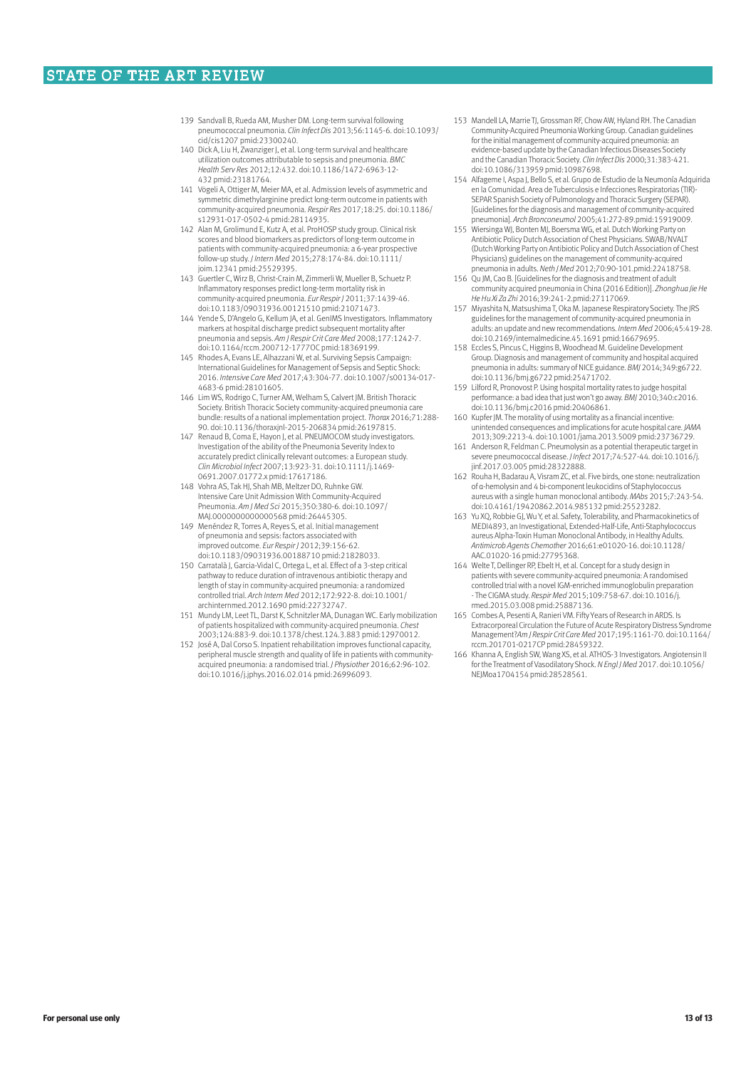139 Sandvall B, Rueda AM, Musher DM. Long-term survival following pneumococcal pneumonia. *Clin Infect Dis* 2013;56:1145-6. doi:10.1093/cid/cis1207 pmid:23300240.

140 Dick A, Liu H, Zwanziger J, et al. Long-term survival and healthcare utilization outcomes attributable to sepsis and pneumonia. *BMC Health Serv Res* 2012;12:432. doi:10.1186/1472-6963-12-432 pmid:23181764.

141 Vögeli A, Ottiger M, Meier MA, et al. Admission levels of asymmetric and symmetric dimethylarginine predict long-term outcome in patients with community-acquired pneumonia. *Respir Res* 2017;18:25. doi:10.1186/s12931-017-0502-4 pmid:28114935.

142 Alan M, Grolimund E, Kutz A, et al. ProHOSP study group. Clinical risk scores and blood biomarkers as predictors of long-term outcome in patients with community-acquired pneumonia: a 6-year prospective follow-up study. *J Intern Med* 2015;278:174-84. doi:10.1111/joim.12341 pmid:25529395.

143 Guertler C, Wirz B, Christ-Crain M, Zimmerli W, Mueller B, Schuetz P. Inflammatory responses predict long-term mortality risk in community-acquired pneumonia. *Eur Respir J* 2011;37:1439-46. doi:10.1183/09031936.00121510 pmid:21071473.

144 Yende S, D'Angelo G, Kellum JA, et al. GenIMS Investigators. Inflammatory markers at hospital discharge predict subsequent mortality after pneumonia and sepsis. *Am J Respir Crit Care Med* 2008;177:1242-7. doi:10.1164/rccm.200712-1777OC pmid:18369199.

145 Rhodes A, Evans LE, Alhazzani W, et al. Surviving Sepsis Campaign: International Guidelines for Management of Sepsis and Septic Shock: 2016. *Intensive Care Med* 2017;43:304-77. doi:10.1007/s00134-017-4683-6 pmid:28101605.

146 Lim WS, Rodrigo C, Turner AM, Welham S, Calvert JM. British Thoracic Society. British Thoracic Society community-acquired pneumonia care bundle: results of a national implementation project. *Thorax* 2016;71:288-90. doi:10.1136/thoraxjnl-2015-206834 pmid:26197815.

147 Renaud B, Coma E, Hayon J, et al. PNEUMOCOM study investigators. Investigation of the ability of the Pneumonia Severity Index to accurately predict clinically relevant outcomes: a European study. *Clin Microbiol Infect* 2007;13:923-31. doi:10.1111/j.1469-0691.2007.01772.x pmid:17617186.

148 Vohra AS, Tak HJ, Shah MB, Meltzer DO, Ruhnke GW. Intensive Care Unit Admission With Community-Acquired Pneumonia. *Am J Med Sci* 2015;350:380-6. doi:10.1097/MAJ.0000000000000568 pmid:26445305.

149 Menéndez R, Torres A, Reyes S, et al. Initial management of pneumonia and sepsis: factors associated with improved outcome. *Eur Respir J* 2012;39:156-62. doi:10.1183/09031936.00188710 pmid:21828033.

150 Carratalà J, Garcia-Vidal C, Ortega L, et al. Effect of a 3-step critical pathway to reduce duration of intravenous antibiotic therapy and length of stay in community-acquired pneumonia: a randomized controlled trial. *Arch Intern Med* 2012;172:922-8. doi:10.1001/archinternmed.2012.1690 pmid:22732747.

151 Mundy LM, Leet TL, Darst K, Schnitzler MA, Dunagan WC. Early mobilization of patients hospitalized with community-acquired pneumonia. *Chest* 2003;124:883-9. doi:10.1378/chest.124.3.883 pmid:12970012.

152 José A, Dal Corso S. Inpatient rehabilitation improves functional capacity, peripheral muscle strength and quality of life in patients with community-acquired pneumonia: a randomised trial. *J Physiother* 2016;62:96-102. doi:10.1016/j.jphys.2016.02.014 pmid:26996093.

153 Mandell LA, Marrie TJ, Grossman RF, Chow AW, Hyland RH. The Canadian Community-Acquired Pneumonia Working Group. Canadian guidelines for the initial management of community-acquired pneumonia: an evidence-based update by the Canadian Infectious Diseases Society and the Canadian Thoracic Society. *Clin Infect Dis* 2000;31:383-421. doi:10.1086/313959 pmid:10987698.

154 Alfageme I, Aspa J, Bello S, et al. Grupo de Estudio de la Neumonía Adquirida en la Comunidad. Area de Tuberculosis e Infecciones Respiratorias (TIR)-SEPAR Spanish Society of Pulmonology and Thoracic Surgery (SEPAR). [Guidelines for the diagnosis and management of community-acquired pneumonia]. *Arch Bronconeumol* 2005;41:272-89.pmid:15919009.

155 Wiersinga WJ, Bonten MJ, Boersma WG, et al. Dutch Working Party on Antibiotic Policy Dutch Association of Chest Physicians. SWAB/NVALT (Dutch Working Party on Antibiotic Policy and Dutch Association of Chest Physicians) guidelines on the management of community-acquired pneumonia in adults. *Neth J Med* 2012;70:90-101.pmid:22418758.

156 Qu JM, Cao B. [Guidelines for the diagnosis and treatment of adult community acquired pneumonia in China (2016 Edition)]. *Zhonghua Jie He He Hu Xi Za Zhi* 2016;39:241-2.pmid:27117069.

157 Miyashita N, Matsushima T, Oka M. Japanese Respiratory Society. The JRS guidelines for the management of community-acquired pneumonia in adults: an update and new recommendations. *Intern Med* 2006;45:419-28. doi:10.2169/internalmedicine.45.1691 pmid:16679695.

158 Eccles S, Pincus C, Higgins B, Woodhead M. Guideline Development Group. Diagnosis and management of community and hospital acquired pneumonia in adults: summary of NICE guidance. *BMJ* 2014;349:g6722. doi:10.1136/bmj.g6722 pmid:25471702.

159 Lilford R, Pronovost P. Using hospital mortality rates to judge hospital performance: a bad idea that just won't go away. *BMJ* 2010;340:c2016. doi:10.1136/bmj.c2016 pmid:20406861.

160 Kupfer JM. The morality of using mortality as a financial incentive: unintended consequences and implications for acute hospital care. *JAMA* 2013;309:2213-4. doi:10.1001/jama.2013.5009 pmid:23736729.

161 Anderson R, Feldman C. Pneumolysin as a potential therapeutic target in severe pneumococcal disease. *J Infect* 2017;74:527-44. doi:10.1016/j.jinf.2017.03.005 pmid:28322888.

162 Rouha H, Badarau A, Visram ZC, et al. Five birds, one stone: neutralization of α-hemolysin and 4 bi-component leukocidins of Staphylococcus aureus with a single human monoclonal antibody. *MAbs* 2015;7:243-54. doi:10.4161/19420862.2014.985132 pmid:25523282.

163 Yu XQ, Robbie GJ, Wu Y, et al. Safety, Tolerability, and Pharmacokinetics of MEDI4893, an Investigational, Extended-Half-Life, Anti-Staphylococcus aureus Alpha-Toxin Human Monoclonal Antibody, in Healthy Adults. *Antimicrob Agents Chemother* 2016;61:e01020-16. doi:10.1128/AAC.01020-16 pmid:27795368.

164 Welte T, Dellinger RP, Ebelt H, et al. Concept for a study design in patients with severe community-acquired pneumonia: A randomised controlled trial with a novel IGM-enriched immunoglobulin preparation - The CIGMA study. *Respir Med* 2015;109:758-67. doi:10.1016/j.rmed.2015.03.008 pmid:25887136.

165 Combes A, Pesenti A, Ranieri VM. Fifty Years of Research in ARDS. Is Extracorporeal Circulation the Future of Acute Respiratory Distress Syndrome Management?*Am J Respir Crit Care Med* 2017;195:1161-70. doi:10.1164/rccm.201701-0217CP pmid:28459322.

166 Khanna A, English SW, Wang XS, et al. ATHOS-3 Investigators. Angiotensin II for the Treatment of Vasodilatory Shock. *N Engl J Med* 2017. doi:10.1056/NEJMoa1704154 pmid:28528561.